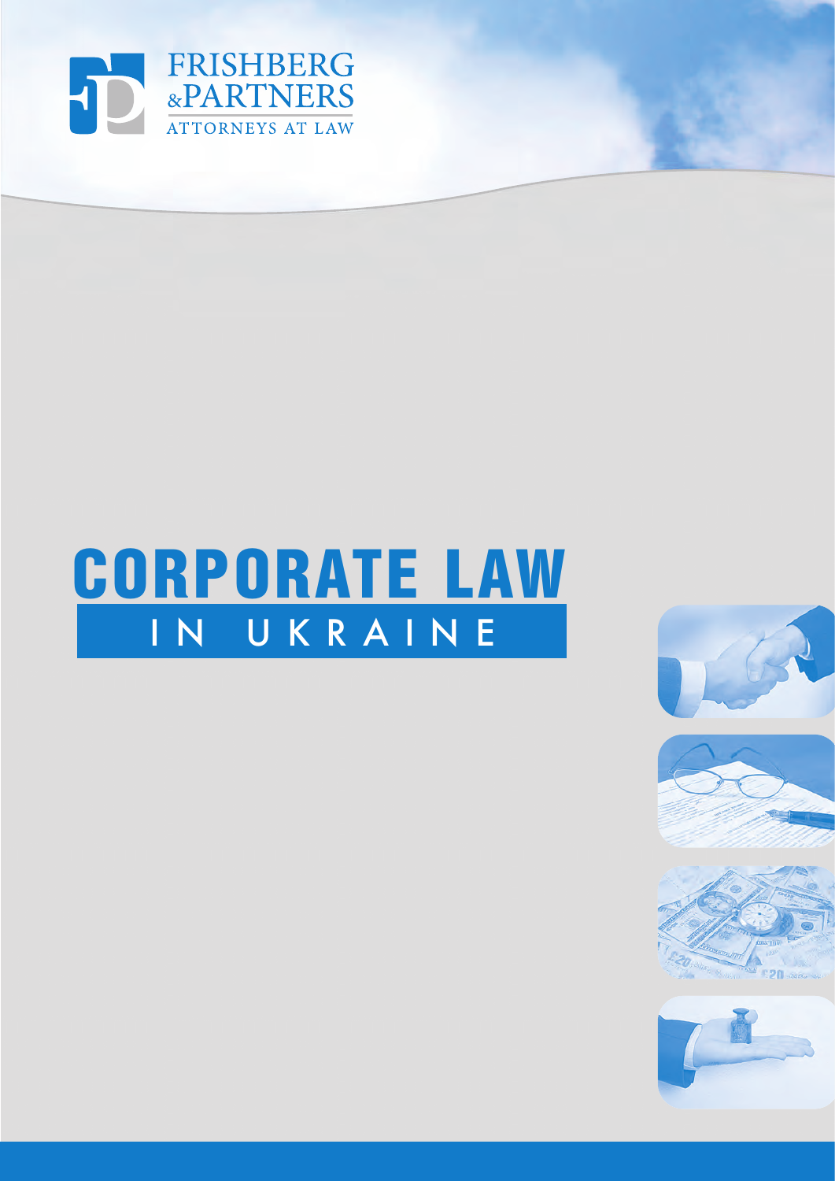FRISHBERG
&PARTNERS
ATTORNEYS AT LAW

# CORPORATE LAW
## IN UKRAINE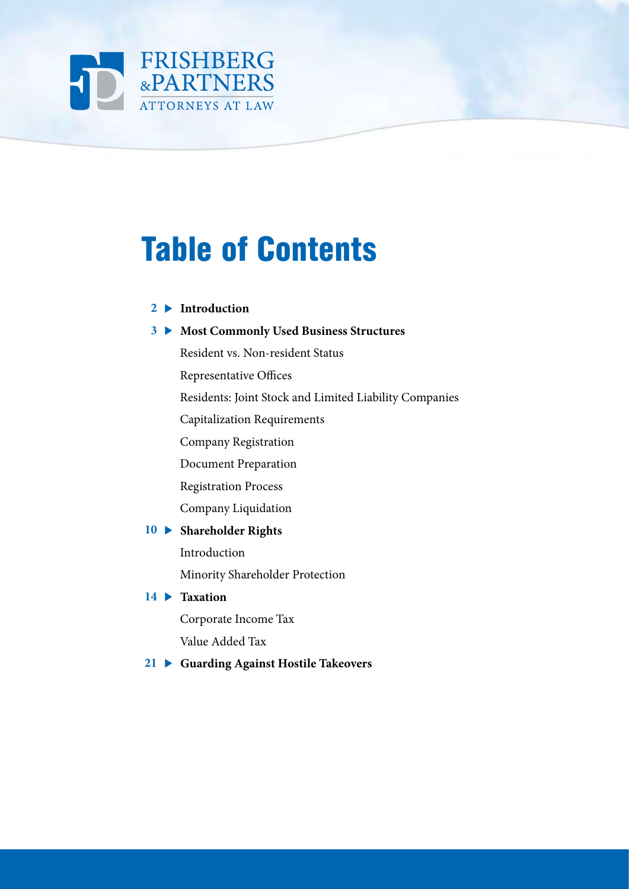FRISHBERG &PARTNERS
ATTORNEYS AT LAW

# Table of Contents

**2 ▶ Introduction**

**3 ▶ Most Commonly Used Business Structures**

- Resident vs. Non-resident Status
- Representative Offices
- Residents: Joint Stock and Limited Liability Companies
- Capitalization Requirements
- Company Registration
- Document Preparation
- Registration Process
- Company Liquidation

**10 ▶ Shareholder Rights**

- Introduction
- Minority Shareholder Protection

**14 ▶ Taxation**

- Corporate Income Tax
- Value Added Tax

**21 ▶ Guarding Against Hostile Takeovers**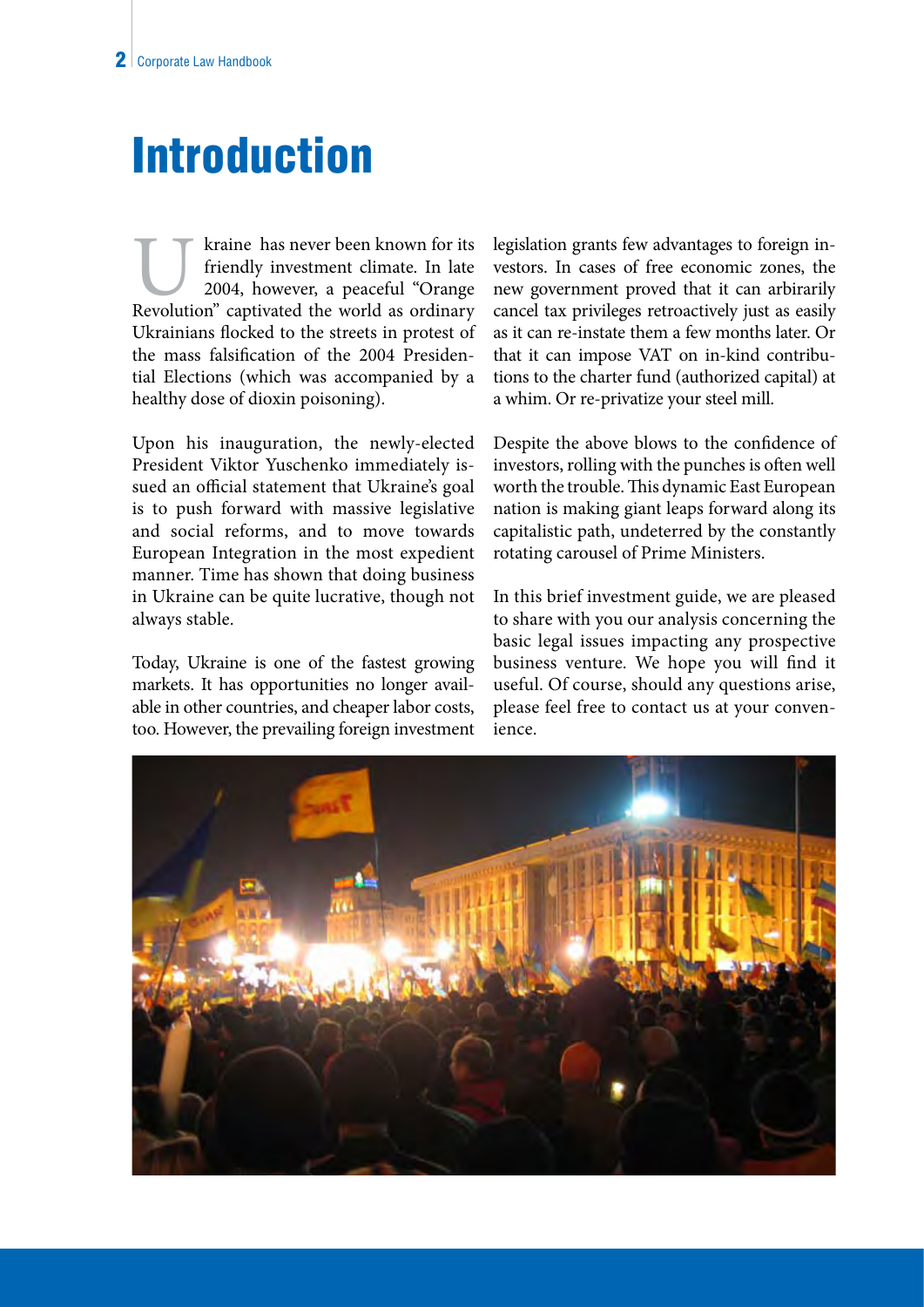# Introduction

Ukraine has never been known for its friendly investment climate. In late 2004, however, a peaceful "Orange Revolution" captivated the world as ordinary Ukrainians flocked to the streets in protest of the mass falsification of the 2004 Presidential Elections (which was accompanied by a healthy dose of dioxin poisoning).

Upon his inauguration, the newly-elected President Viktor Yuschenko immediately issued an official statement that Ukraine's goal is to push forward with massive legislative and social reforms, and to move towards European Integration in the most expedient manner. Time has shown that doing business in Ukraine can be quite lucrative, though not always stable.

Today, Ukraine is one of the fastest growing markets. It has opportunities no longer available in other countries, and cheaper labor costs, too. However, the prevailing foreign investment legislation grants few advantages to foreign investors. In cases of free economic zones, the new government proved that it can arbirarily cancel tax privileges retroactively just as easily as it can re-instate them a few months later. Or that it can impose VAT on in-kind contributions to the charter fund (authorized capital) at a whim. Or re-privatize your steel mill.

Despite the above blows to the confidence of investors, rolling with the punches is often well worth the trouble. This dynamic East European nation is making giant leaps forward along its capitalistic path, undeterred by the constantly rotating carousel of Prime Ministers.

In this brief investment guide, we are pleased to share with you our analysis concerning the basic legal issues impacting any prospective business venture. We hope you will find it useful. Of course, should any questions arise, please feel free to contact us at your convenience.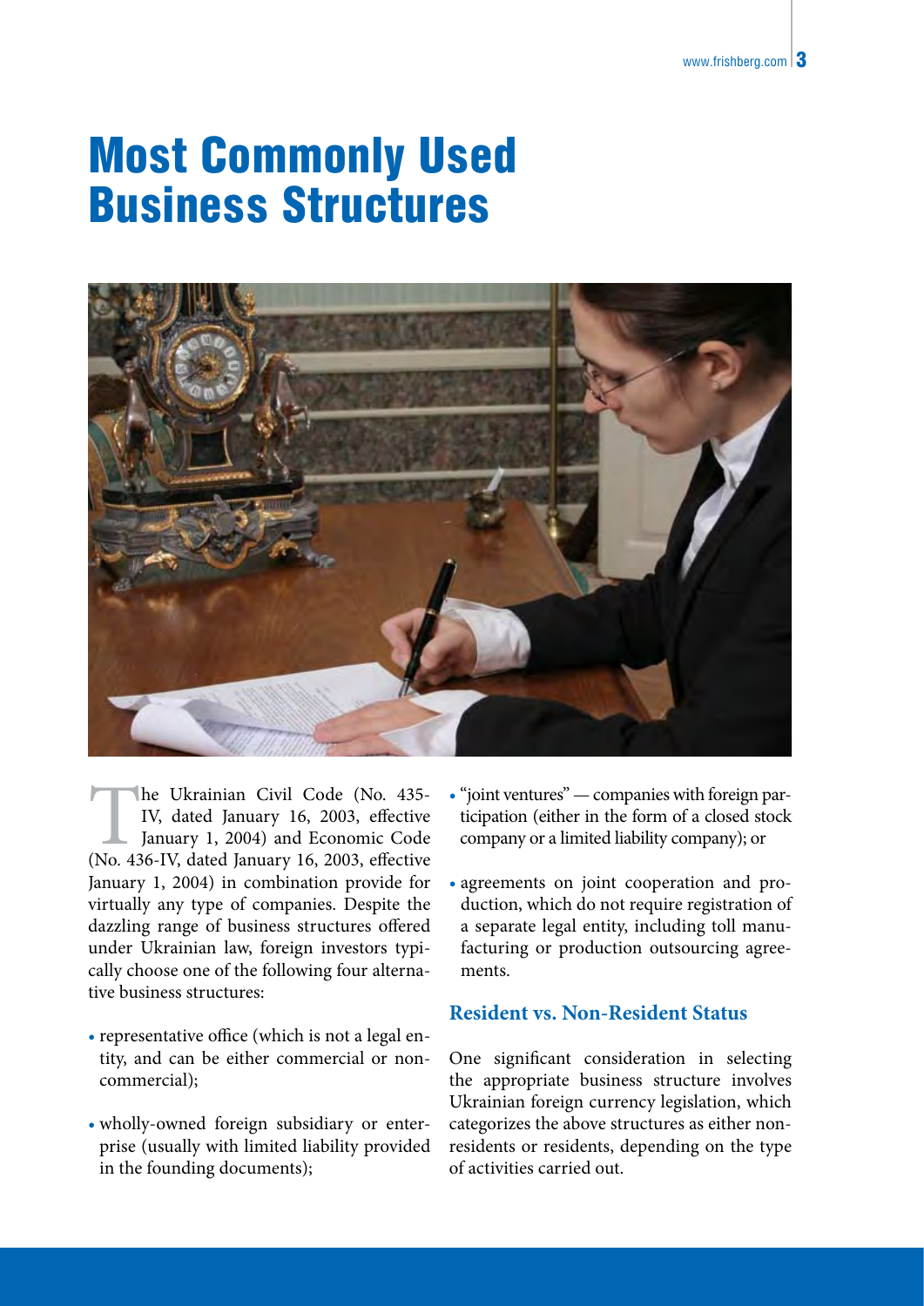# Most Commonly Used Business Structures

The Ukrainian Civil Code (No. 435-IV, dated January 16, 2003, effective January 1, 2004) and Economic Code (No. 436-IV, dated January 16, 2003, effective January 1, 2004) in combination provide for virtually any type of companies. Despite the dazzling range of business structures offered under Ukrainian law, foreign investors typically choose one of the following four alternative business structures:

- representative office (which is not a legal entity, and can be either commercial or non-commercial);
- wholly-owned foreign subsidiary or enterprise (usually with limited liability provided in the founding documents);
- "joint ventures" — companies with foreign participation (either in the form of a closed stock company or a limited liability company); or
- agreements on joint cooperation and production, which do not require registration of a separate legal entity, including toll manufacturing or production outsourcing agreements.

## Resident vs. Non-Resident Status

One significant consideration in selecting the appropriate business structure involves Ukrainian foreign currency legislation, which categorizes the above structures as either non-residents or residents, depending on the type of activities carried out.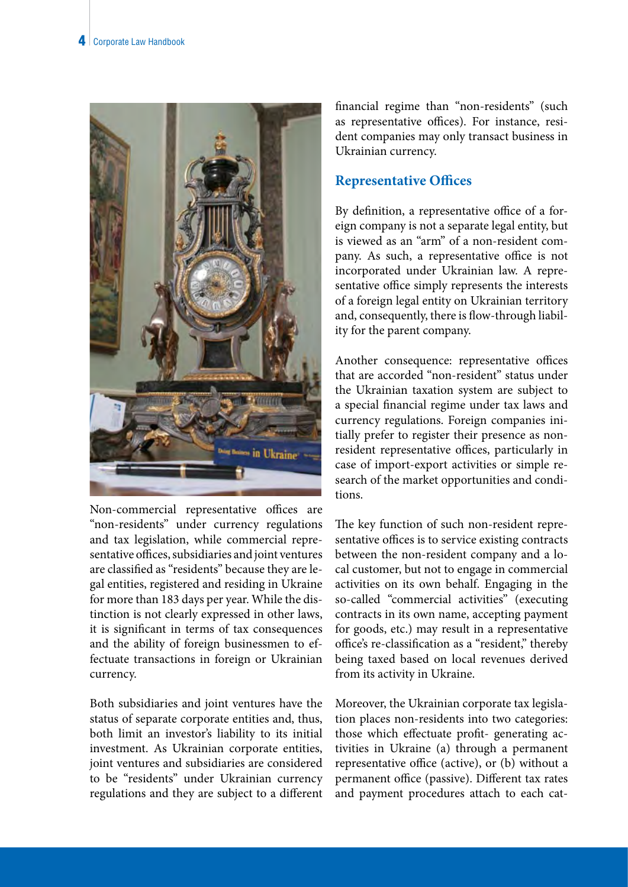Non-commercial representative offices are "non-residents" under currency regulations and tax legislation, while commercial representative offices, subsidiaries and joint ventures are classified as "residents" because they are legal entities, registered and residing in Ukraine for more than 183 days per year. While the distinction is not clearly expressed in other laws, it is significant in terms of tax consequences and the ability of foreign businessmen to effectuate transactions in foreign or Ukrainian currency.

Both subsidiaries and joint ventures have the status of separate corporate entities and, thus, both limit an investor's liability to its initial investment. As Ukrainian corporate entities, joint ventures and subsidiaries are considered to be "residents" under Ukrainian currency regulations and they are subject to a different financial regime than "non-residents" (such as representative offices). For instance, resident companies may only transact business in Ukrainian currency.

## Representative Offices

By definition, a representative office of a foreign company is not a separate legal entity, but is viewed as an "arm" of a non-resident company. As such, a representative office is not incorporated under Ukrainian law. A representative office simply represents the interests of a foreign legal entity on Ukrainian territory and, consequently, there is flow-through liability for the parent company.

Another consequence: representative offices that are accorded "non-resident" status under the Ukrainian taxation system are subject to a special financial regime under tax laws and currency regulations. Foreign companies initially prefer to register their presence as non-resident representative offices, particularly in case of import-export activities or simple research of the market opportunities and conditions.

The key function of such non-resident representative offices is to service existing contracts between the non-resident company and a local customer, but not to engage in commercial activities on its own behalf. Engaging in the so-called "commercial activities" (executing contracts in its own name, accepting payment for goods, etc.) may result in a representative office's re-classification as a "resident," thereby being taxed based on local revenues derived from its activity in Ukraine.

Moreover, the Ukrainian corporate tax legislation places non-residents into two categories: those which effectuate profit- generating activities in Ukraine (a) through a permanent representative office (active), or (b) without a permanent office (passive). Different tax rates and payment procedures attach to each cat-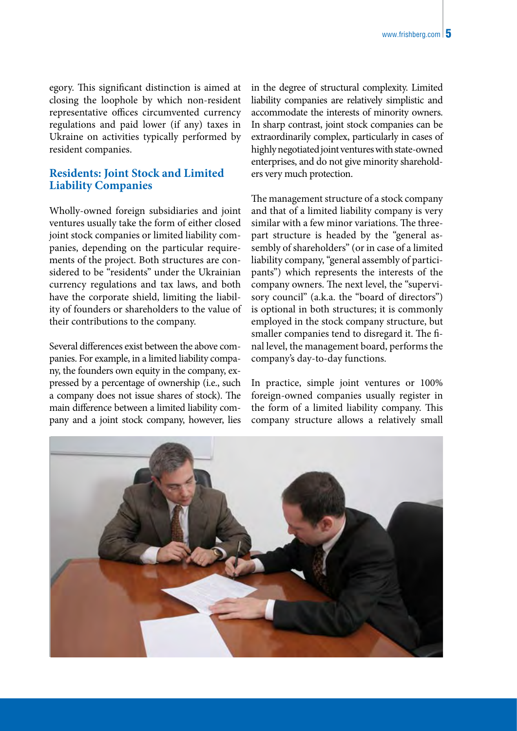egory. This significant distinction is aimed at closing the loophole by which non-resident representative offices circumvented currency regulations and paid lower (if any) taxes in Ukraine on activities typically performed by resident companies.

## Residents: Joint Stock and Limited Liability Companies

Wholly-owned foreign subsidiaries and joint ventures usually take the form of either closed joint stock companies or limited liability companies, depending on the particular requirements of the project. Both structures are considered to be "residents" under the Ukrainian currency regulations and tax laws, and both have the corporate shield, limiting the liability of founders or shareholders to the value of their contributions to the company.

Several differences exist between the above companies. For example, in a limited liability company, the founders own equity in the company, expressed by a percentage of ownership (i.e., such a company does not issue shares of stock). The main difference between a limited liability company and a joint stock company, however, lies in the degree of structural complexity. Limited liability companies are relatively simplistic and accommodate the interests of minority owners. In sharp contrast, joint stock companies can be extraordinarily complex, particularly in cases of highly negotiated joint ventures with state-owned enterprises, and do not give minority shareholders very much protection.

The management structure of a stock company and that of a limited liability company is very similar with a few minor variations. The three-part structure is headed by the "general assembly of shareholders" (or in case of a limited liability company, "general assembly of participants") which represents the interests of the company owners. The next level, the "supervisory council" (a.k.a. the "board of directors") is optional in both structures; it is commonly employed in the stock company structure, but smaller companies tend to disregard it. The final level, the management board, performs the company's day-to-day functions.

In practice, simple joint ventures or 100% foreign-owned companies usually register in the form of a limited liability company. This company structure allows a relatively small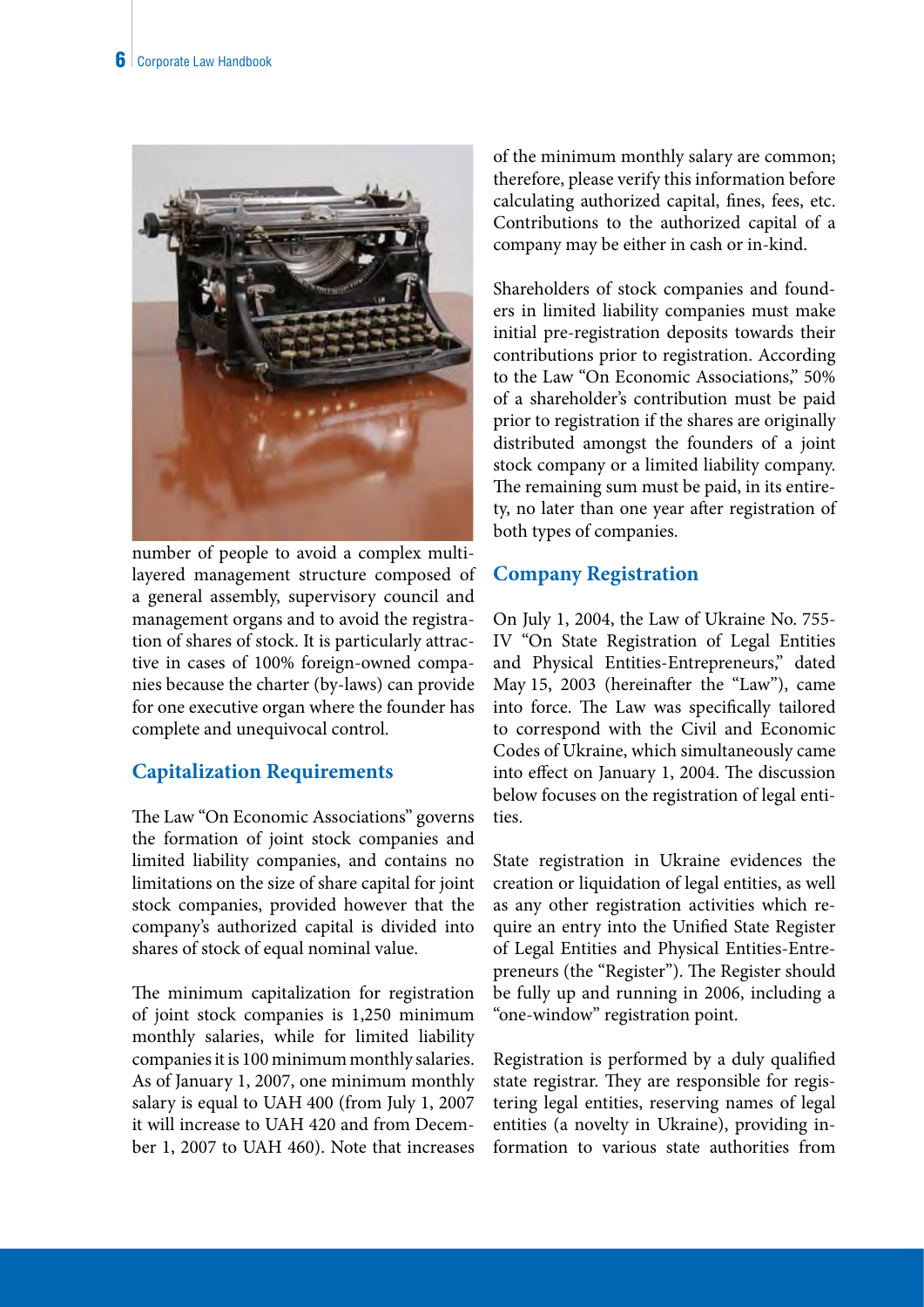number of people to avoid a complex multi-layered management structure composed of a general assembly, supervisory council and management organs and to avoid the registration of shares of stock. It is particularly attractive in cases of 100% foreign-owned companies because the charter (by-laws) can provide for one executive organ where the founder has complete and unequivocal control.

## Capitalization Requirements

The Law "On Economic Associations" governs the formation of joint stock companies and limited liability companies, and contains no limitations on the size of share capital for joint stock companies, provided however that the company's authorized capital is divided into shares of stock of equal nominal value.

The minimum capitalization for registration of joint stock companies is 1,250 minimum monthly salaries, while for limited liability companies it is 100 minimum monthly salaries. As of January 1, 2007, one minimum monthly salary is equal to UAH 400 (from July 1, 2007 it will increase to UAH 420 and from December 1, 2007 to UAH 460). Note that increases of the minimum monthly salary are common; therefore, please verify this information before calculating authorized capital, fines, fees, etc. Contributions to the authorized capital of a company may be either in cash or in-kind.

Shareholders of stock companies and founders in limited liability companies must make initial pre-registration deposits towards their contributions prior to registration. According to the Law "On Economic Associations," 50% of a shareholder's contribution must be paid prior to registration if the shares are originally distributed amongst the founders of a joint stock company or a limited liability company. The remaining sum must be paid, in its entirety, no later than one year after registration of both types of companies.

## Company Registration

On July 1, 2004, the Law of Ukraine No. 755-IV "On State Registration of Legal Entities and Physical Entities-Entrepreneurs," dated May 15, 2003 (hereinafter the "Law"), came into force. The Law was specifically tailored to correspond with the Civil and Economic Codes of Ukraine, which simultaneously came into effect on January 1, 2004. The discussion below focuses on the registration of legal entities.

State registration in Ukraine evidences the creation or liquidation of legal entities, as well as any other registration activities which require an entry into the Unified State Register of Legal Entities and Physical Entities-Entrepreneurs (the "Register"). The Register should be fully up and running in 2006, including a "one-window" registration point.

Registration is performed by a duly qualified state registrar. They are responsible for registering legal entities, reserving names of legal entities (a novelty in Ukraine), providing information to various state authorities from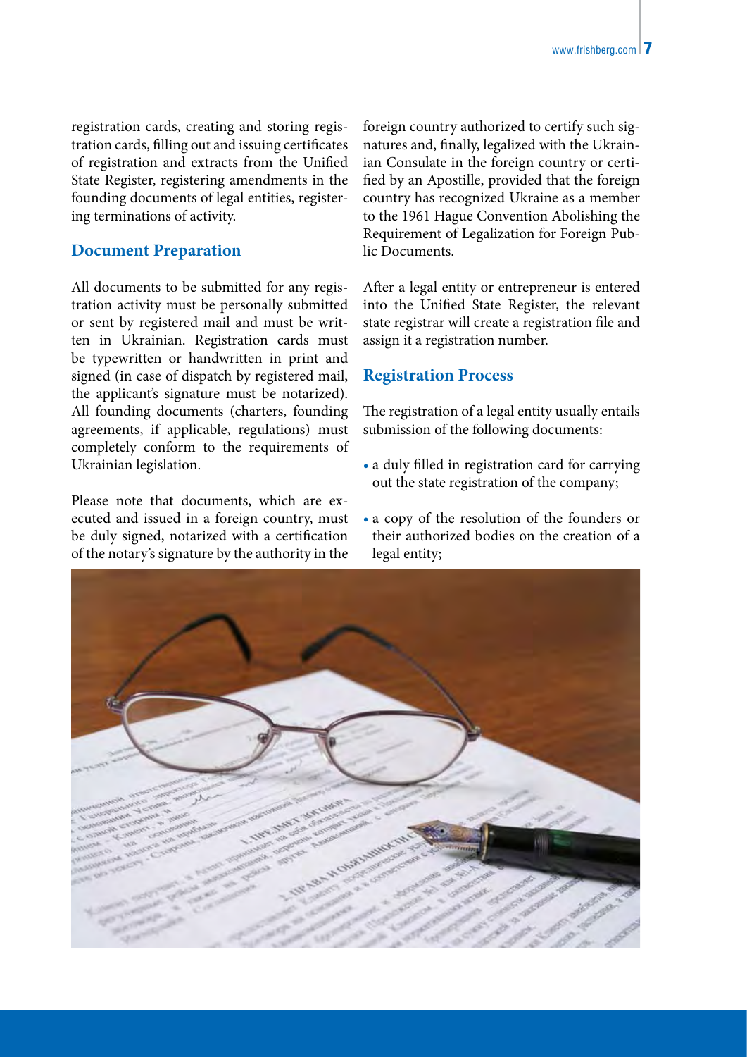registration cards, creating and storing registration cards, filling out and issuing certificates of registration and extracts from the Unified State Register, registering amendments in the founding documents of legal entities, registering terminations of activity.

## Document Preparation

All documents to be submitted for any registration activity must be personally submitted or sent by registered mail and must be written in Ukrainian. Registration cards must be typewritten or handwritten in print and signed (in case of dispatch by registered mail, the applicant's signature must be notarized). All founding documents (charters, founding agreements, if applicable, regulations) must completely conform to the requirements of Ukrainian legislation.

Please note that documents, which are executed and issued in a foreign country, must be duly signed, notarized with a certification of the notary's signature by the authority in the foreign country authorized to certify such signatures and, finally, legalized with the Ukrainian Consulate in the foreign country or certified by an Apostille, provided that the foreign country has recognized Ukraine as a member to the 1961 Hague Convention Abolishing the Requirement of Legalization for Foreign Public Documents.

After a legal entity or entrepreneur is entered into the Unified State Register, the relevant state registrar will create a registration file and assign it a registration number.

## Registration Process

The registration of a legal entity usually entails submission of the following documents:

- a duly filled in registration card for carrying out the state registration of the company;
- a copy of the resolution of the founders or their authorized bodies on the creation of a legal entity;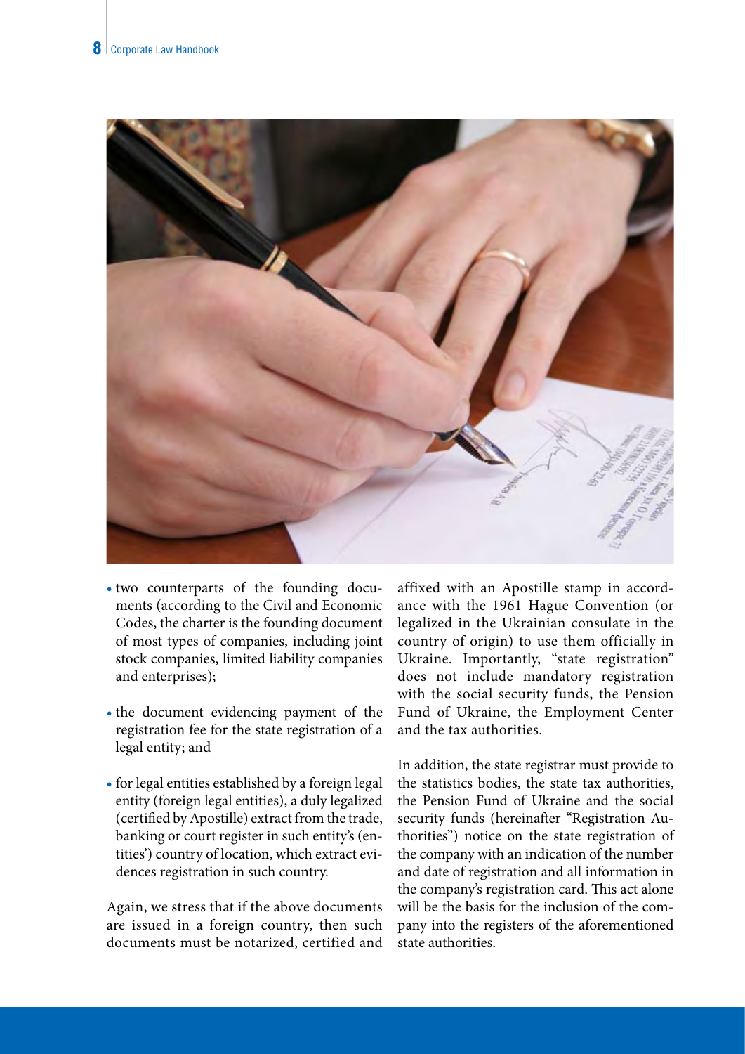- two counterparts of the founding documents (according to the Civil and Economic Codes, the charter is the founding document of most types of companies, including joint stock companies, limited liability companies and enterprises);

- the document evidencing payment of the registration fee for the state registration of a legal entity; and

- for legal entities established by a foreign legal entity (foreign legal entities), a duly legalized (certified by Apostille) extract from the trade, banking or court register in such entity's (entities') country of location, which extract evidences registration in such country.

Again, we stress that if the above documents are issued in a foreign country, then such documents must be notarized, certified and affixed with an Apostille stamp in accordance with the 1961 Hague Convention (or legalized in the Ukrainian consulate in the country of origin) to use them officially in Ukraine. Importantly, "state registration" does not include mandatory registration with the social security funds, the Pension Fund of Ukraine, the Employment Center and the tax authorities.

In addition, the state registrar must provide to the statistics bodies, the state tax authorities, the Pension Fund of Ukraine and the social security funds (hereinafter "Registration Authorities") notice on the state registration of the company with an indication of the number and date of registration and all information in the company's registration card. This act alone will be the basis for the inclusion of the company into the registers of the aforementioned state authorities.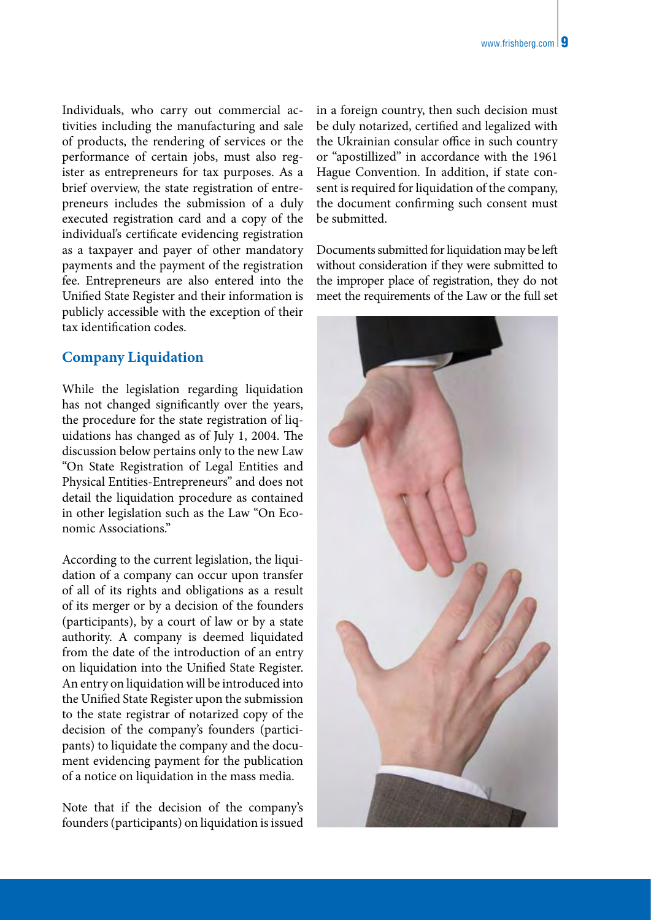Individuals, who carry out commercial activities including the manufacturing and sale of products, the rendering of services or the performance of certain jobs, must also register as entrepreneurs for tax purposes. As a brief overview, the state registration of entrepreneurs includes the submission of a duly executed registration card and a copy of the individual's certificate evidencing registration as a taxpayer and payer of other mandatory payments and the payment of the registration fee. Entrepreneurs are also entered into the Unified State Register and their information is publicly accessible with the exception of their tax identification codes.

## Company Liquidation

While the legislation regarding liquidation has not changed significantly over the years, the procedure for the state registration of liquidations has changed as of July 1, 2004. The discussion below pertains only to the new Law "On State Registration of Legal Entities and Physical Entities-Entrepreneurs" and does not detail the liquidation procedure as contained in other legislation such as the Law "On Economic Associations."

According to the current legislation, the liquidation of a company can occur upon transfer of all of its rights and obligations as a result of its merger or by a decision of the founders (participants), by a court of law or by a state authority. A company is deemed liquidated from the date of the introduction of an entry on liquidation into the Unified State Register. An entry on liquidation will be introduced into the Unified State Register upon the submission to the state registrar of notarized copy of the decision of the company's founders (participants) to liquidate the company and the document evidencing payment for the publication of a notice on liquidation in the mass media.

Note that if the decision of the company's founders (participants) on liquidation is issued in a foreign country, then such decision must be duly notarized, certified and legalized with the Ukrainian consular office in such country or "apostillized" in accordance with the 1961 Hague Convention. In addition, if state consent is required for liquidation of the company, the document confirming such consent must be submitted.

Documents submitted for liquidation may be left without consideration if they were submitted to the improper place of registration, they do not meet the requirements of the Law or the full set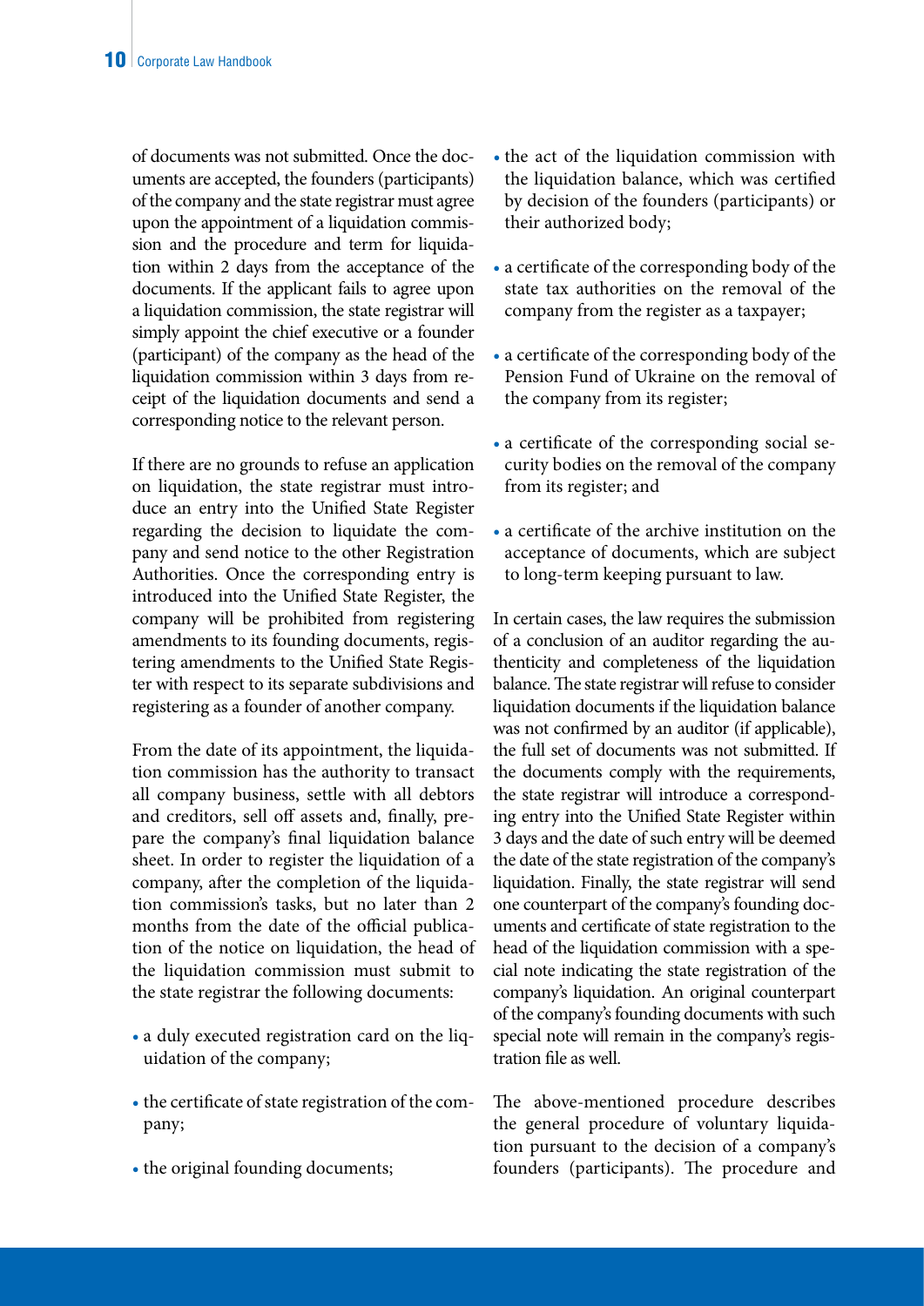of documents was not submitted. Once the documents are accepted, the founders (participants) of the company and the state registrar must agree upon the appointment of a liquidation commission and the procedure and term for liquidation within 2 days from the acceptance of the documents. If the applicant fails to agree upon a liquidation commission, the state registrar will simply appoint the chief executive or a founder (participant) of the company as the head of the liquidation commission within 3 days from receipt of the liquidation documents and send a corresponding notice to the relevant person.

If there are no grounds to refuse an application on liquidation, the state registrar must introduce an entry into the Unified State Register regarding the decision to liquidate the company and send notice to the other Registration Authorities. Once the corresponding entry is introduced into the Unified State Register, the company will be prohibited from registering amendments to its founding documents, registering amendments to the Unified State Register with respect to its separate subdivisions and registering as a founder of another company.

From the date of its appointment, the liquidation commission has the authority to transact all company business, settle with all debtors and creditors, sell off assets and, finally, prepare the company's final liquidation balance sheet. In order to register the liquidation of a company, after the completion of the liquidation commission's tasks, but no later than 2 months from the date of the official publication of the notice on liquidation, the head of the liquidation commission must submit to the state registrar the following documents:

- a duly executed registration card on the liquidation of the company;
- the certificate of state registration of the company;
- the original founding documents;
- the act of the liquidation commission with the liquidation balance, which was certified by decision of the founders (participants) or their authorized body;
- a certificate of the corresponding body of the state tax authorities on the removal of the company from the register as a taxpayer;
- a certificate of the corresponding body of the Pension Fund of Ukraine on the removal of the company from its register;
- a certificate of the corresponding social security bodies on the removal of the company from its register; and
- a certificate of the archive institution on the acceptance of documents, which are subject to long-term keeping pursuant to law.

In certain cases, the law requires the submission of a conclusion of an auditor regarding the authenticity and completeness of the liquidation balance. The state registrar will refuse to consider liquidation documents if the liquidation balance was not confirmed by an auditor (if applicable), the full set of documents was not submitted. If the documents comply with the requirements, the state registrar will introduce a corresponding entry into the Unified State Register within 3 days and the date of such entry will be deemed the date of the state registration of the company's liquidation. Finally, the state registrar will send one counterpart of the company's founding documents and certificate of state registration to the head of the liquidation commission with a special note indicating the state registration of the company's liquidation. An original counterpart of the company's founding documents with such special note will remain in the company's registration file as well.

The above-mentioned procedure describes the general procedure of voluntary liquidation pursuant to the decision of a company's founders (participants). The procedure and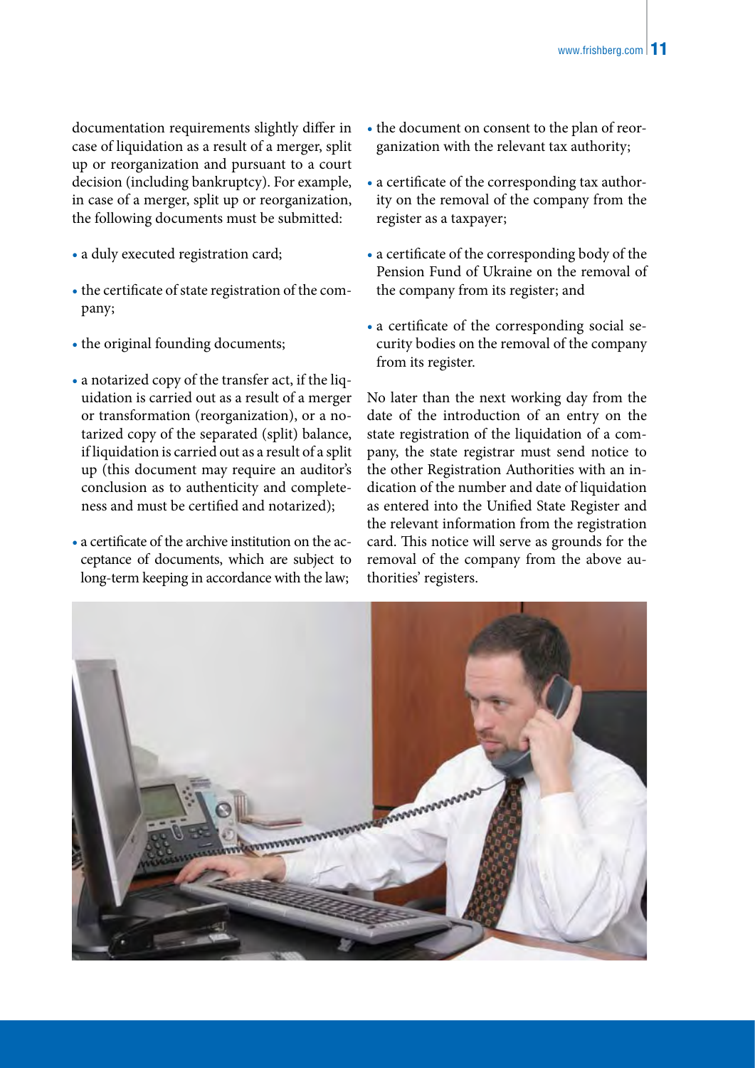documentation requirements slightly differ in case of liquidation as a result of a merger, split up or reorganization and pursuant to a court decision (including bankruptcy). For example, in case of a merger, split up or reorganization, the following documents must be submitted:

- a duly executed registration card;
- the certificate of state registration of the company;
- the original founding documents;
- a notarized copy of the transfer act, if the liquidation is carried out as a result of a merger or transformation (reorganization), or a notarized copy of the separated (split) balance, if liquidation is carried out as a result of a split up (this document may require an auditor's conclusion as to authenticity and completeness and must be certified and notarized);
- a certificate of the archive institution on the acceptance of documents, which are subject to long-term keeping in accordance with the law;
- the document on consent to the plan of reorganization with the relevant tax authority;
- a certificate of the corresponding tax authority on the removal of the company from the register as a taxpayer;
- a certificate of the corresponding body of the Pension Fund of Ukraine on the removal of the company from its register; and
- a certificate of the corresponding social security bodies on the removal of the company from its register.

No later than the next working day from the date of the introduction of an entry on the state registration of the liquidation of a company, the state registrar must send notice to the other Registration Authorities with an indication of the number and date of liquidation as entered into the Unified State Register and the relevant information from the registration card. This notice will serve as grounds for the removal of the company from the above authorities' registers.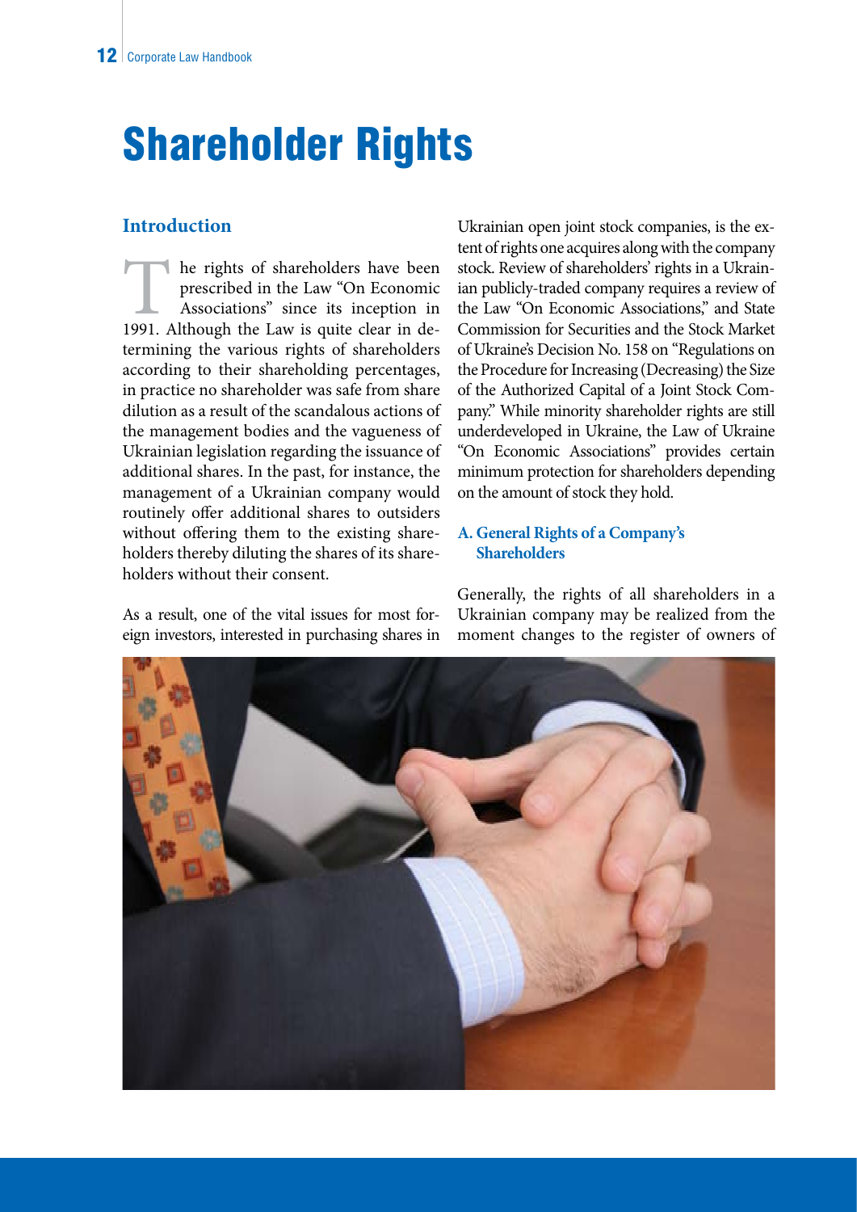# Shareholder Rights

## Introduction

The rights of shareholders have been prescribed in the Law "On Economic Associations" since its inception in 1991. Although the Law is quite clear in determining the various rights of shareholders according to their shareholding percentages, in practice no shareholder was safe from share dilution as a result of the scandalous actions of the management bodies and the vagueness of Ukrainian legislation regarding the issuance of additional shares. In the past, for instance, the management of a Ukrainian company would routinely offer additional shares to outsiders without offering them to the existing shareholders thereby diluting the shares of its shareholders without their consent.

As a result, one of the vital issues for most foreign investors, interested in purchasing shares in Ukrainian open joint stock companies, is the extent of rights one acquires along with the company stock. Review of shareholders' rights in a Ukrainian publicly-traded company requires a review of the Law "On Economic Associations," and State Commission for Securities and the Stock Market of Ukraine's Decision No. 158 on "Regulations on the Procedure for Increasing (Decreasing) the Size of the Authorized Capital of a Joint Stock Company." While minority shareholder rights are still underdeveloped in Ukraine, the Law of Ukraine "On Economic Associations" provides certain minimum protection for shareholders depending on the amount of stock they hold.

### A. General Rights of a Company's Shareholders

Generally, the rights of all shareholders in a Ukrainian company may be realized from the moment changes to the register of owners of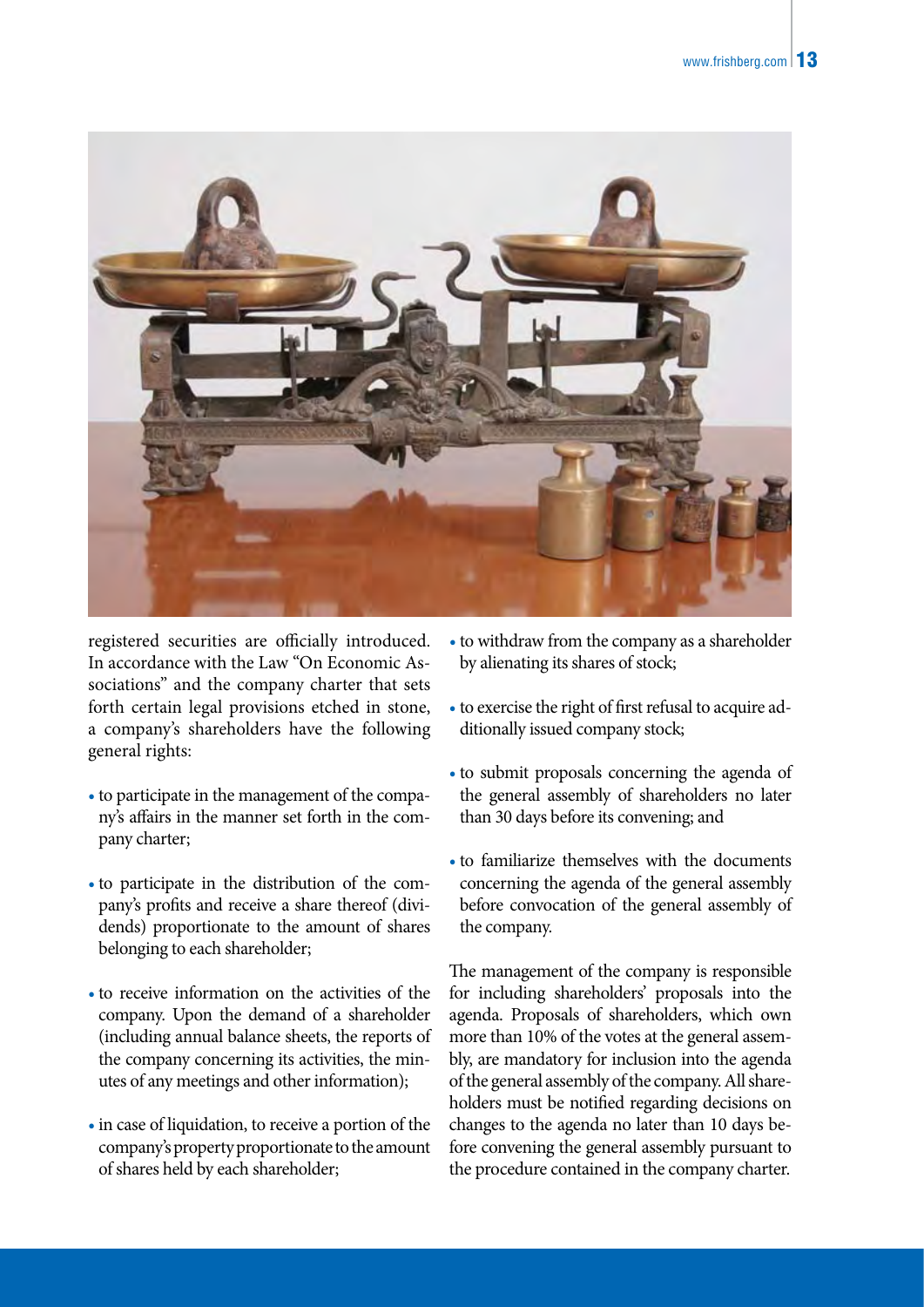registered securities are officially introduced. In accordance with the Law "On Economic Associations" and the company charter that sets forth certain legal provisions etched in stone, a company's shareholders have the following general rights:

- to participate in the management of the company's affairs in the manner set forth in the company charter;
- to participate in the distribution of the company's profits and receive a share thereof (dividends) proportionate to the amount of shares belonging to each shareholder;
- to receive information on the activities of the company. Upon the demand of a shareholder (including annual balance sheets, the reports of the company concerning its activities, the minutes of any meetings and other information);
- in case of liquidation, to receive a portion of the company's property proportionate to the amount of shares held by each shareholder;
- to withdraw from the company as a shareholder by alienating its shares of stock;
- to exercise the right of first refusal to acquire additionally issued company stock;
- to submit proposals concerning the agenda of the general assembly of shareholders no later than 30 days before its convening; and
- to familiarize themselves with the documents concerning the agenda of the general assembly before convocation of the general assembly of the company.

The management of the company is responsible for including shareholders' proposals into the agenda. Proposals of shareholders, which own more than 10% of the votes at the general assembly, are mandatory for inclusion into the agenda of the general assembly of the company. All shareholders must be notified regarding decisions on changes to the agenda no later than 10 days before convening the general assembly pursuant to the procedure contained in the company charter.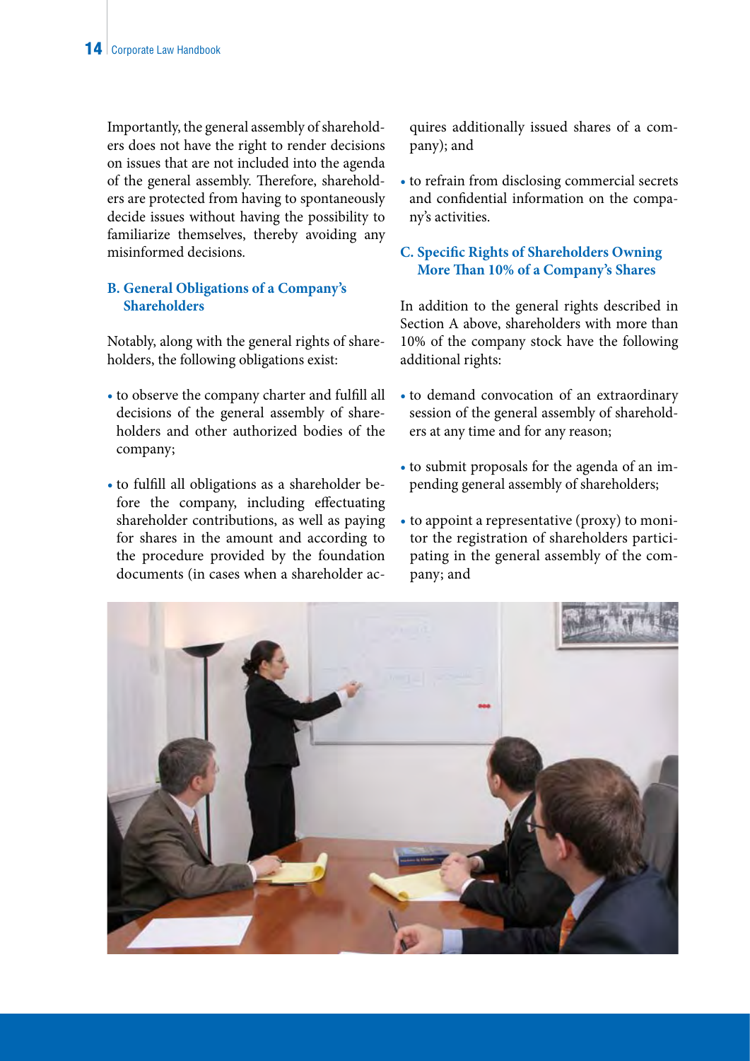Importantly, the general assembly of shareholders does not have the right to render decisions on issues that are not included into the agenda of the general assembly. Therefore, shareholders are protected from having to spontaneously decide issues without having the possibility to familiarize themselves, thereby avoiding any misinformed decisions.

### B. General Obligations of a Company's Shareholders

Notably, along with the general rights of shareholders, the following obligations exist:

- to observe the company charter and fulfill all decisions of the general assembly of shareholders and other authorized bodies of the company;
- to fulfill all obligations as a shareholder before the company, including effectuating shareholder contributions, as well as paying for shares in the amount and according to the procedure provided by the foundation documents (in cases when a shareholder acquires additionally issued shares of a company); and
- to refrain from disclosing commercial secrets and confidential information on the company's activities.

### C. Specific Rights of Shareholders Owning More Than 10% of a Company's Shares

In addition to the general rights described in Section A above, shareholders with more than 10% of the company stock have the following additional rights:

- to demand convocation of an extraordinary session of the general assembly of shareholders at any time and for any reason;
- to submit proposals for the agenda of an impending general assembly of shareholders;
- to appoint a representative (proxy) to monitor the registration of shareholders participating in the general assembly of the company; and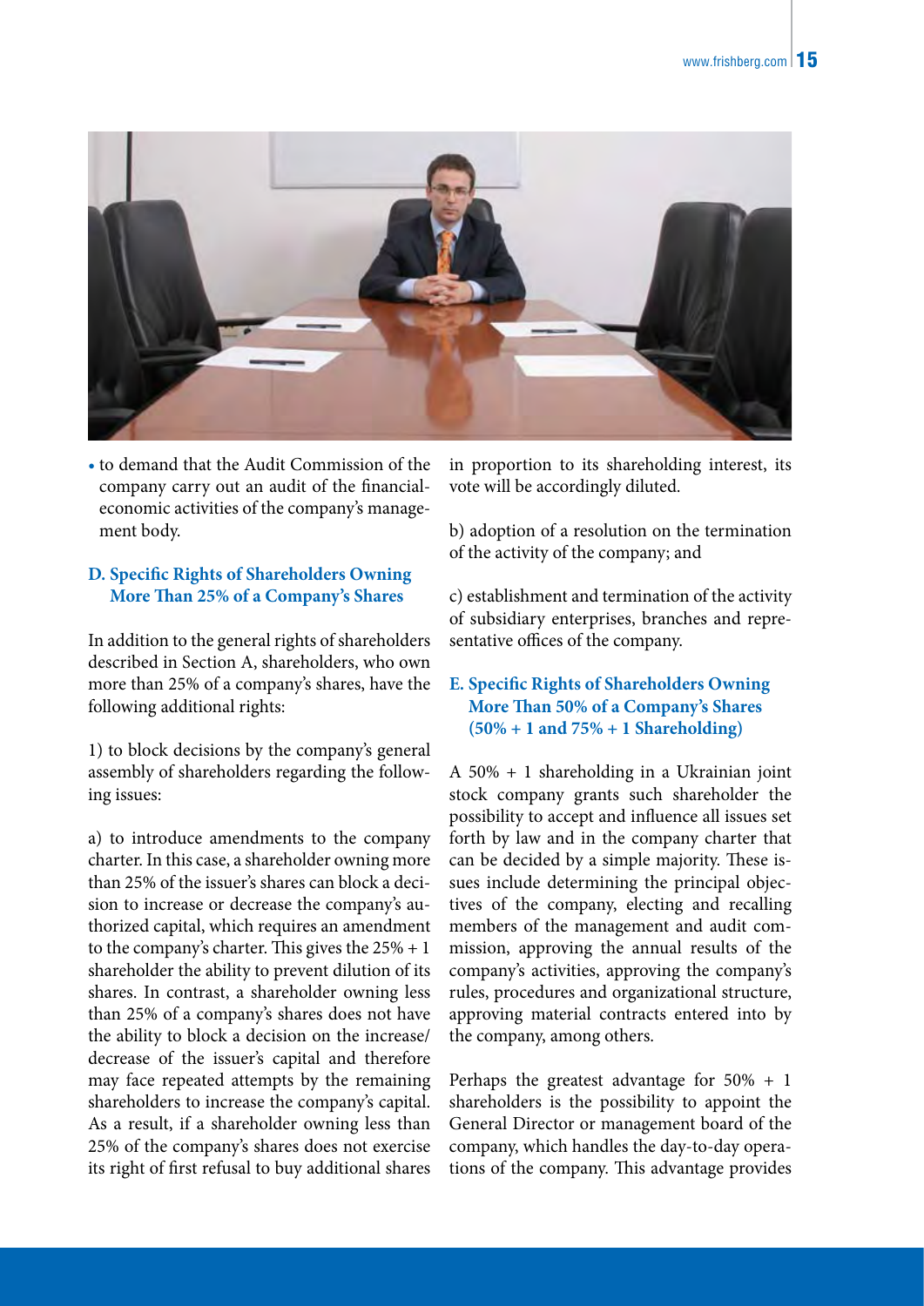- to demand that the Audit Commission of the company carry out an audit of the financial-economic activities of the company's management body.

### D. Specific Rights of Shareholders Owning More Than 25% of a Company's Shares

In addition to the general rights of shareholders described in Section A, shareholders, who own more than 25% of a company's shares, have the following additional rights:

1) to block decisions by the company's general assembly of shareholders regarding the following issues:

a) to introduce amendments to the company charter. In this case, a shareholder owning more than 25% of the issuer's shares can block a decision to increase or decrease the company's authorized capital, which requires an amendment to the company's charter. This gives the 25% + 1 shareholder the ability to prevent dilution of its shares. In contrast, a shareholder owning less than 25% of a company's shares does not have the ability to block a decision on the increase/decrease of the issuer's capital and therefore may face repeated attempts by the remaining shareholders to increase the company's capital. As a result, if a shareholder owning less than 25% of the company's shares does not exercise its right of first refusal to buy additional shares in proportion to its shareholding interest, its vote will be accordingly diluted.

b) adoption of a resolution on the termination of the activity of the company; and

c) establishment and termination of the activity of subsidiary enterprises, branches and representative offices of the company.

### E. Specific Rights of Shareholders Owning More Than 50% of a Company's Shares (50% + 1 and 75% + 1 Shareholding)

A 50% + 1 shareholding in a Ukrainian joint stock company grants such shareholder the possibility to accept and influence all issues set forth by law and in the company charter that can be decided by a simple majority. These issues include determining the principal objectives of the company, electing and recalling members of the management and audit commission, approving the annual results of the company's activities, approving the company's rules, procedures and organizational structure, approving material contracts entered into by the company, among others.

Perhaps the greatest advantage for 50% + 1 shareholders is the possibility to appoint the General Director or management board of the company, which handles the day-to-day operations of the company. This advantage provides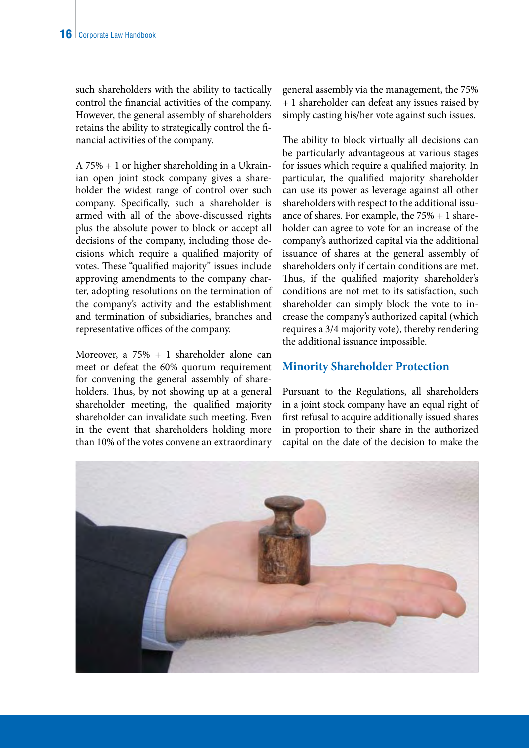such shareholders with the ability to tactically control the financial activities of the company. However, the general assembly of shareholders retains the ability to strategically control the financial activities of the company.

A 75% + 1 or higher shareholding in a Ukrainian open joint stock company gives a shareholder the widest range of control over such company. Specifically, such a shareholder is armed with all of the above-discussed rights plus the absolute power to block or accept all decisions of the company, including those decisions which require a qualified majority of votes. These "qualified majority" issues include approving amendments to the company charter, adopting resolutions on the termination of the company's activity and the establishment and termination of subsidiaries, branches and representative offices of the company.

Moreover, a 75% + 1 shareholder alone can meet or defeat the 60% quorum requirement for convening the general assembly of shareholders. Thus, by not showing up at a general shareholder meeting, the qualified majority shareholder can invalidate such meeting. Even in the event that shareholders holding more than 10% of the votes convene an extraordinary general assembly via the management, the 75% + 1 shareholder can defeat any issues raised by simply casting his/her vote against such issues.

The ability to block virtually all decisions can be particularly advantageous at various stages for issues which require a qualified majority. In particular, the qualified majority shareholder can use its power as leverage against all other shareholders with respect to the additional issuance of shares. For example, the 75% + 1 shareholder can agree to vote for an increase of the company's authorized capital via the additional issuance of shares at the general assembly of shareholders only if certain conditions are met. Thus, if the qualified majority shareholder's conditions are not met to its satisfaction, such shareholder can simply block the vote to increase the company's authorized capital (which requires a 3/4 majority vote), thereby rendering the additional issuance impossible.

## Minority Shareholder Protection

Pursuant to the Regulations, all shareholders in a joint stock company have an equal right of first refusal to acquire additionally issued shares in proportion to their share in the authorized capital on the date of the decision to make the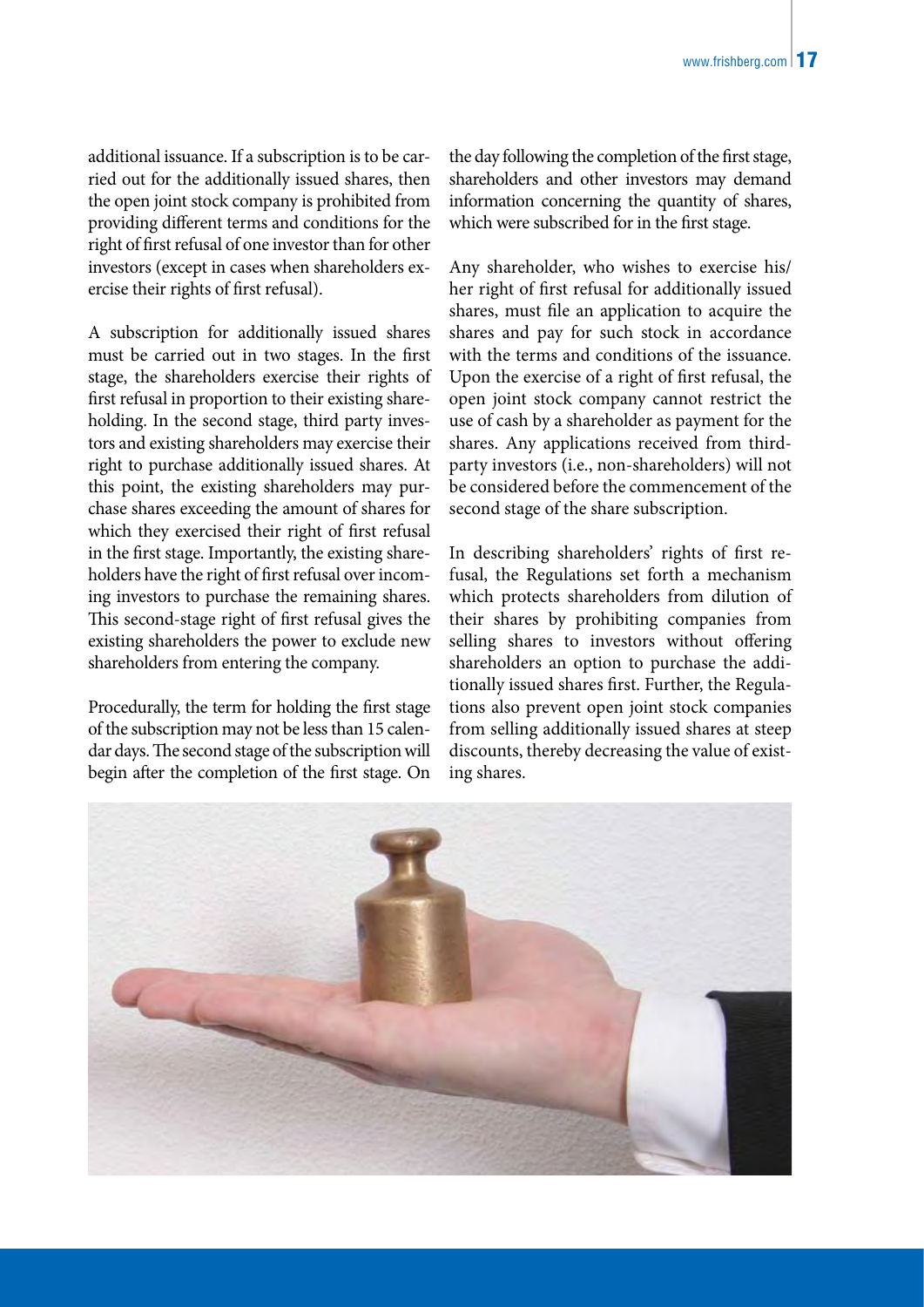additional issuance. If a subscription is to be carried out for the additionally issued shares, then the open joint stock company is prohibited from providing different terms and conditions for the right of first refusal of one investor than for other investors (except in cases when shareholders exercise their rights of first refusal).

A subscription for additionally issued shares must be carried out in two stages. In the first stage, the shareholders exercise their rights of first refusal in proportion to their existing shareholding. In the second stage, third party investors and existing shareholders may exercise their right to purchase additionally issued shares. At this point, the existing shareholders may purchase shares exceeding the amount of shares for which they exercised their right of first refusal in the first stage. Importantly, the existing shareholders have the right of first refusal over incoming investors to purchase the remaining shares. This second-stage right of first refusal gives the existing shareholders the power to exclude new shareholders from entering the company.

Procedurally, the term for holding the first stage of the subscription may not be less than 15 calendar days. The second stage of the subscription will begin after the completion of the first stage. On the day following the completion of the first stage, shareholders and other investors may demand information concerning the quantity of shares, which were subscribed for in the first stage.

Any shareholder, who wishes to exercise his/her right of first refusal for additionally issued shares, must file an application to acquire the shares and pay for such stock in accordance with the terms and conditions of the issuance. Upon the exercise of a right of first refusal, the open joint stock company cannot restrict the use of cash by a shareholder as payment for the shares. Any applications received from third-party investors (i.e., non-shareholders) will not be considered before the commencement of the second stage of the share subscription.

In describing shareholders' rights of first refusal, the Regulations set forth a mechanism which protects shareholders from dilution of their shares by prohibiting companies from selling shares to investors without offering shareholders an option to purchase the additionally issued shares first. Further, the Regulations also prevent open joint stock companies from selling additionally issued shares at steep discounts, thereby decreasing the value of existing shares.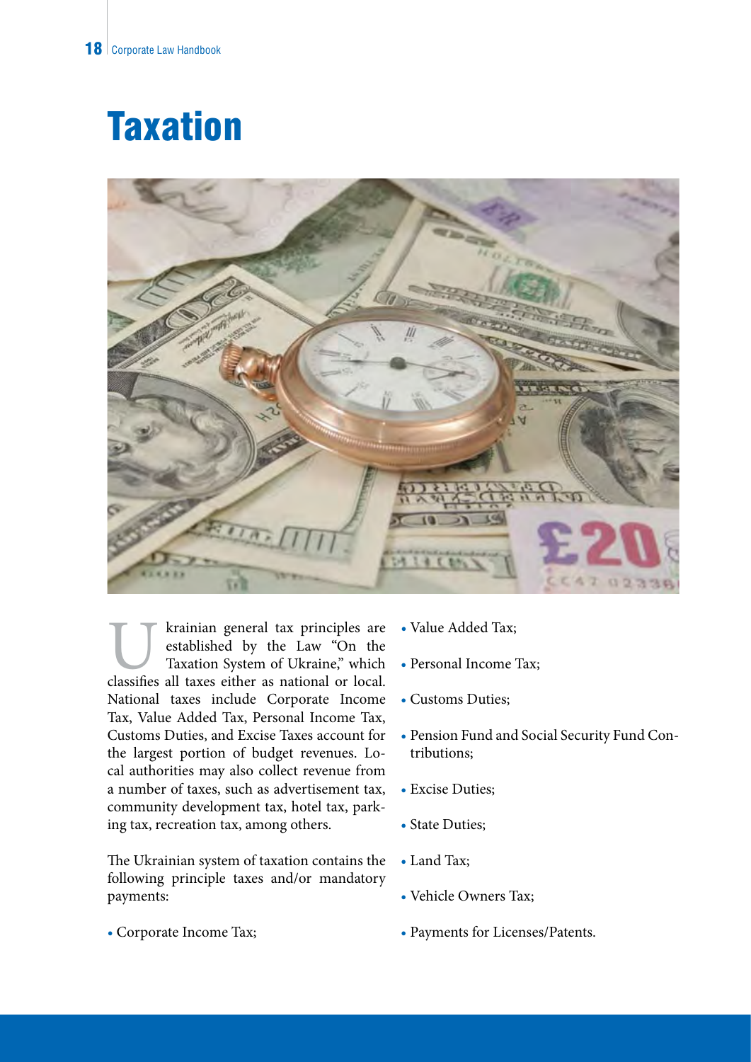# Taxation

Ukrainian general tax principles are established by the Law "On the Taxation System of Ukraine," which classifies all taxes either as national or local. National taxes include Corporate Income Tax, Value Added Tax, Personal Income Tax, Customs Duties, and Excise Taxes account for the largest portion of budget revenues. Local authorities may also collect revenue from a number of taxes, such as advertisement tax, community development tax, hotel tax, parking tax, recreation tax, among others.

The Ukrainian system of taxation contains the following principle taxes and/or mandatory payments:

- Corporate Income Tax;
- Value Added Tax;
- Personal Income Tax;
- Customs Duties;
- Pension Fund and Social Security Fund Contributions;
- Excise Duties;
- State Duties;
- Land Tax;
- Vehicle Owners Tax;
- Payments for Licenses/Patents.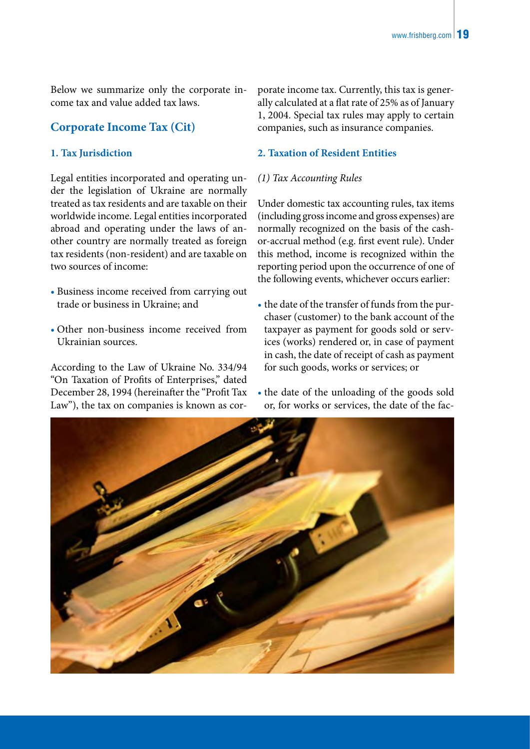Below we summarize only the corporate income tax and value added tax laws.

## Corporate Income Tax (Cit)

### 1. Tax Jurisdiction

Legal entities incorporated and operating under the legislation of Ukraine are normally treated as tax residents and are taxable on their worldwide income. Legal entities incorporated abroad and operating under the laws of another country are normally treated as foreign tax residents (non-resident) and are taxable on two sources of income:

- Business income received from carrying out trade or business in Ukraine; and
- Other non-business income received from Ukrainian sources.

According to the Law of Ukraine No. 334/94 "On Taxation of Profits of Enterprises," dated December 28, 1994 (hereinafter the "Profit Tax Law"), the tax on companies is known as corporate income tax. Currently, this tax is generally calculated at a flat rate of 25% as of January 1, 2004. Special tax rules may apply to certain companies, such as insurance companies.

### 2. Taxation of Resident Entities

*(1) Tax Accounting Rules*

Under domestic tax accounting rules, tax items (including gross income and gross expenses) are normally recognized on the basis of the cash-or-accrual method (e.g. first event rule). Under this method, income is recognized within the reporting period upon the occurrence of one of the following events, whichever occurs earlier:

- the date of the transfer of funds from the purchaser (customer) to the bank account of the taxpayer as payment for goods sold or services (works) rendered or, in case of payment in cash, the date of receipt of cash as payment for such goods, works or services; or
- the date of the unloading of the goods sold or, for works or services, the date of the fac-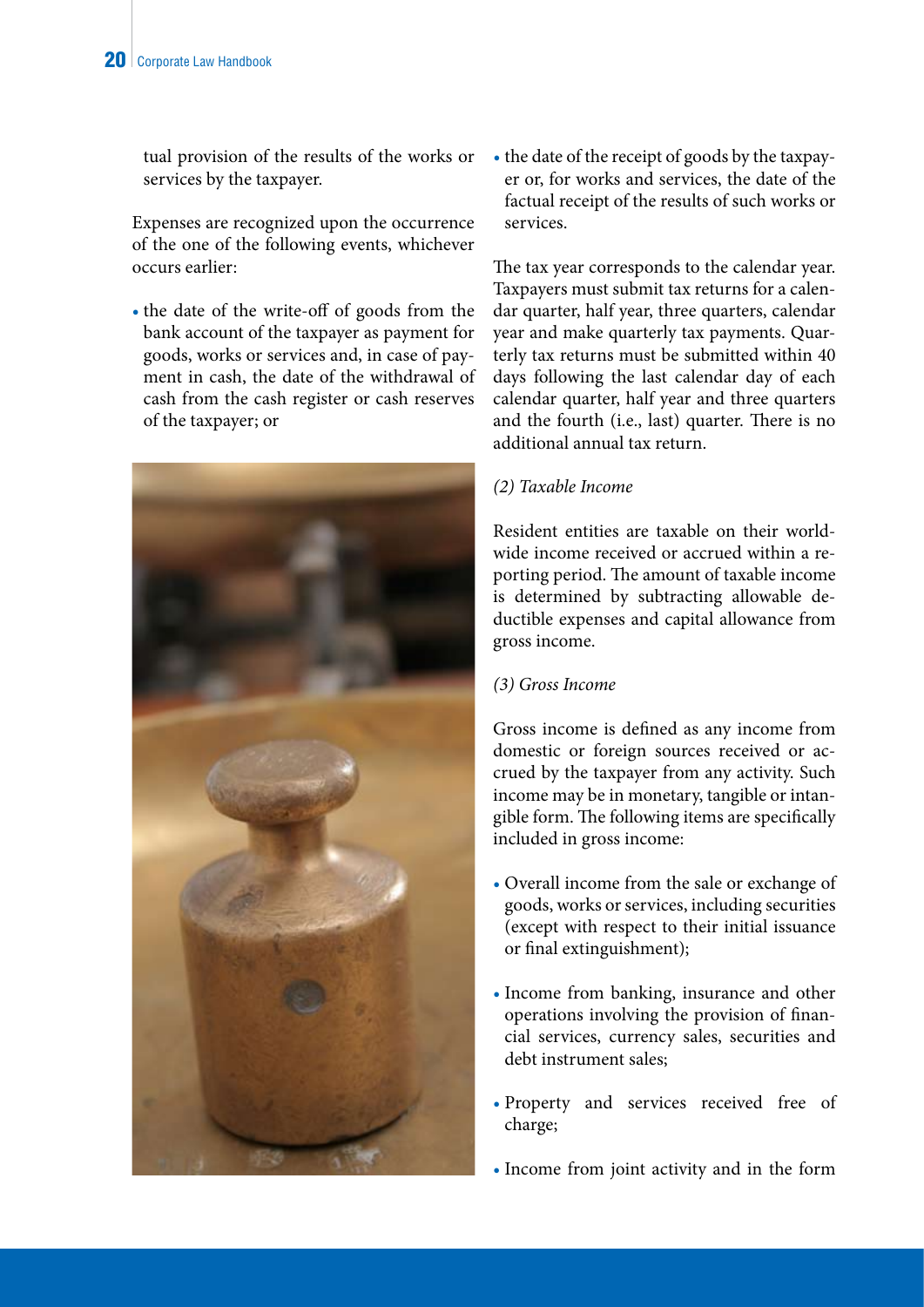tual provision of the results of the works or services by the taxpayer.

Expenses are recognized upon the occurrence of the one of the following events, whichever occurs earlier:

- the date of the write-off of goods from the bank account of the taxpayer as payment for goods, works or services and, in case of payment in cash, the date of the withdrawal of cash from the cash register or cash reserves of the taxpayer; or
- the date of the receipt of goods by the taxpayer or, for works and services, the date of the factual receipt of the results of such works or services.

The tax year corresponds to the calendar year. Taxpayers must submit tax returns for a calendar quarter, half year, three quarters, calendar year and make quarterly tax payments. Quarterly tax returns must be submitted within 40 days following the last calendar day of each calendar quarter, half year and three quarters and the fourth (i.e., last) quarter. There is no additional annual tax return.

*(2) Taxable Income*

Resident entities are taxable on their worldwide income received or accrued within a reporting period. The amount of taxable income is determined by subtracting allowable deductible expenses and capital allowance from gross income.

*(3) Gross Income*

Gross income is defined as any income from domestic or foreign sources received or accrued by the taxpayer from any activity. Such income may be in monetary, tangible or intangible form. The following items are specifically included in gross income:

- Overall income from the sale or exchange of goods, works or services, including securities (except with respect to their initial issuance or final extinguishment);
- Income from banking, insurance and other operations involving the provision of financial services, currency sales, securities and debt instrument sales;
- Property and services received free of charge;
- Income from joint activity and in the form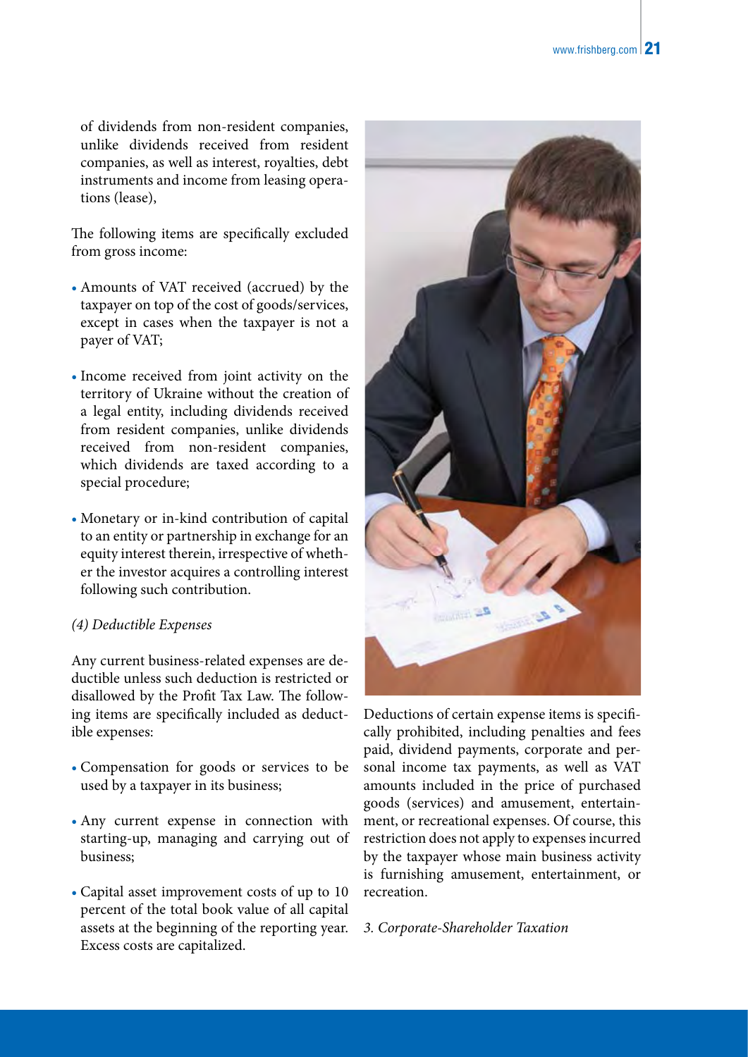of dividends from non-resident companies, unlike dividends received from resident companies, as well as interest, royalties, debt instruments and income from leasing operations (lease),

The following items are specifically excluded from gross income:

- Amounts of VAT received (accrued) by the taxpayer on top of the cost of goods/services, except in cases when the taxpayer is not a payer of VAT;
- Income received from joint activity on the territory of Ukraine without the creation of a legal entity, including dividends received from resident companies, unlike dividends received from non-resident companies, which dividends are taxed according to a special procedure;
- Monetary or in-kind contribution of capital to an entity or partnership in exchange for an equity interest therein, irrespective of whether the investor acquires a controlling interest following such contribution.

*(4) Deductible Expenses*

Any current business-related expenses are deductible unless such deduction is restricted or disallowed by the Profit Tax Law. The following items are specifically included as deductible expenses:

- Compensation for goods or services to be used by a taxpayer in its business;
- Any current expense in connection with starting-up, managing and carrying out of business;
- Capital asset improvement costs of up to 10 percent of the total book value of all capital assets at the beginning of the reporting year. Excess costs are capitalized.

Deductions of certain expense items is specifically prohibited, including penalties and fees paid, dividend payments, corporate and personal income tax payments, as well as VAT amounts included in the price of purchased goods (services) and amusement, entertainment, or recreational expenses. Of course, this restriction does not apply to expenses incurred by the taxpayer whose main business activity is furnishing amusement, entertainment, or recreation.

*3. Corporate-Shareholder Taxation*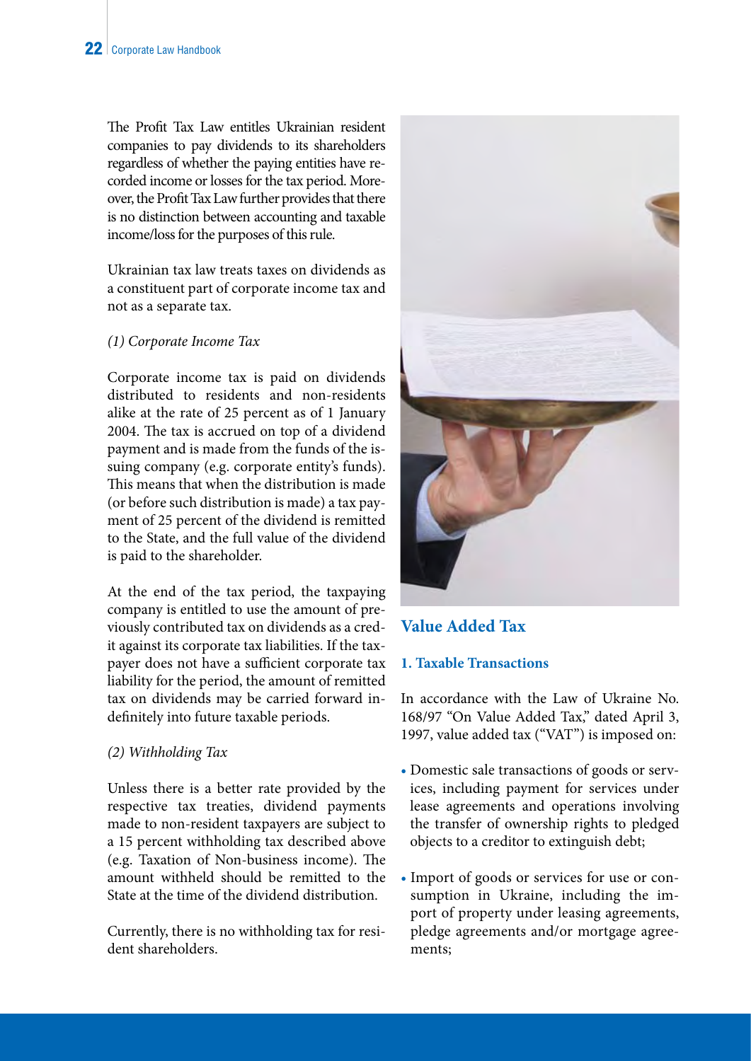The Profit Tax Law entitles Ukrainian resident companies to pay dividends to its shareholders regardless of whether the paying entities have recorded income or losses for the tax period. Moreover, the Profit Tax Law further provides that there is no distinction between accounting and taxable income/loss for the purposes of this rule.

Ukrainian tax law treats taxes on dividends as a constituent part of corporate income tax and not as a separate tax.

*(1) Corporate Income Tax*

Corporate income tax is paid on dividends distributed to residents and non-residents alike at the rate of 25 percent as of 1 January 2004. The tax is accrued on top of a dividend payment and is made from the funds of the issuing company (e.g. corporate entity's funds). This means that when the distribution is made (or before such distribution is made) a tax payment of 25 percent of the dividend is remitted to the State, and the full value of the dividend is paid to the shareholder.

At the end of the tax period, the taxpaying company is entitled to use the amount of previously contributed tax on dividends as a credit against its corporate tax liabilities. If the taxpayer does not have a sufficient corporate tax liability for the period, the amount of remitted tax on dividends may be carried forward indefinitely into future taxable periods.

*(2) Withholding Tax*

Unless there is a better rate provided by the respective tax treaties, dividend payments made to non-resident taxpayers are subject to a 15 percent withholding tax described above (e.g. Taxation of Non-business income). The amount withheld should be remitted to the State at the time of the dividend distribution.

Currently, there is no withholding tax for resident shareholders.

## Value Added Tax

### 1. Taxable Transactions

In accordance with the Law of Ukraine No. 168/97 "On Value Added Tax," dated April 3, 1997, value added tax ("VAT") is imposed on:

- Domestic sale transactions of goods or services, including payment for services under lease agreements and operations involving the transfer of ownership rights to pledged objects to a creditor to extinguish debt;
- Import of goods or services for use or consumption in Ukraine, including the import of property under leasing agreements, pledge agreements and/or mortgage agreements;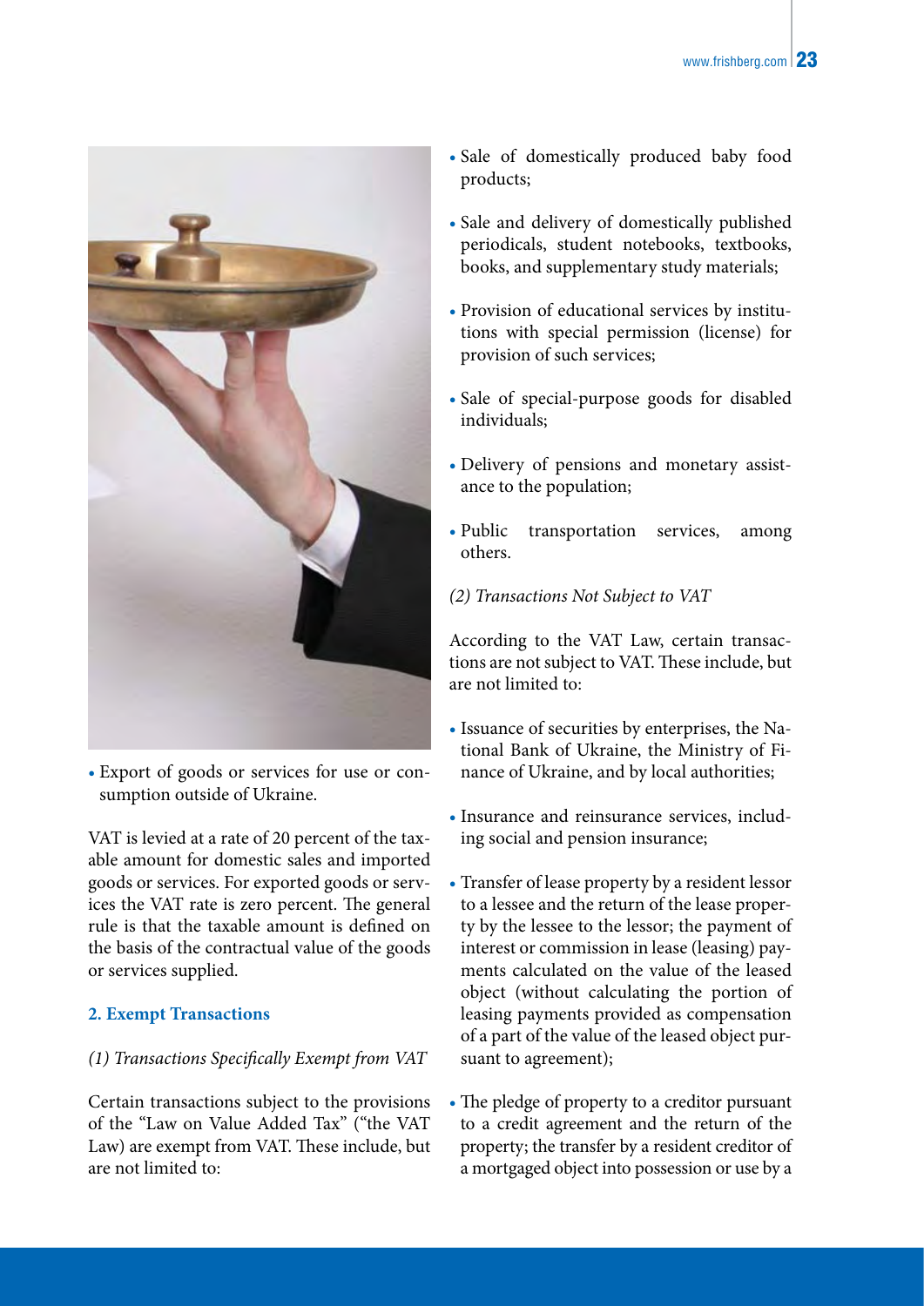- Export of goods or services for use or consumption outside of Ukraine.

VAT is levied at a rate of 20 percent of the taxable amount for domestic sales and imported goods or services. For exported goods or services the VAT rate is zero percent. The general rule is that the taxable amount is defined on the basis of the contractual value of the goods or services supplied.

**2. Exempt Transactions**

*(1) Transactions Specifically Exempt from VAT*

Certain transactions subject to the provisions of the "Law on Value Added Tax" ("the VAT Law) are exempt from VAT. These include, but are not limited to:

- Sale of domestically produced baby food products;
- Sale and delivery of domestically published periodicals, student notebooks, textbooks, books, and supplementary study materials;
- Provision of educational services by institutions with special permission (license) for provision of such services;
- Sale of special-purpose goods for disabled individuals;
- Delivery of pensions and monetary assistance to the population;
- Public transportation services, among others.

*(2) Transactions Not Subject to VAT*

According to the VAT Law, certain transactions are not subject to VAT. These include, but are not limited to:

- Issuance of securities by enterprises, the National Bank of Ukraine, the Ministry of Finance of Ukraine, and by local authorities;
- Insurance and reinsurance services, including social and pension insurance;
- Transfer of lease property by a resident lessor to a lessee and the return of the lease property by the lessee to the lessor; the payment of interest or commission in lease (leasing) payments calculated on the value of the leased object (without calculating the portion of leasing payments provided as compensation of a part of the value of the leased object pursuant to agreement);
- The pledge of property to a creditor pursuant to a credit agreement and the return of the property; the transfer by a resident creditor of a mortgaged object into possession or use by a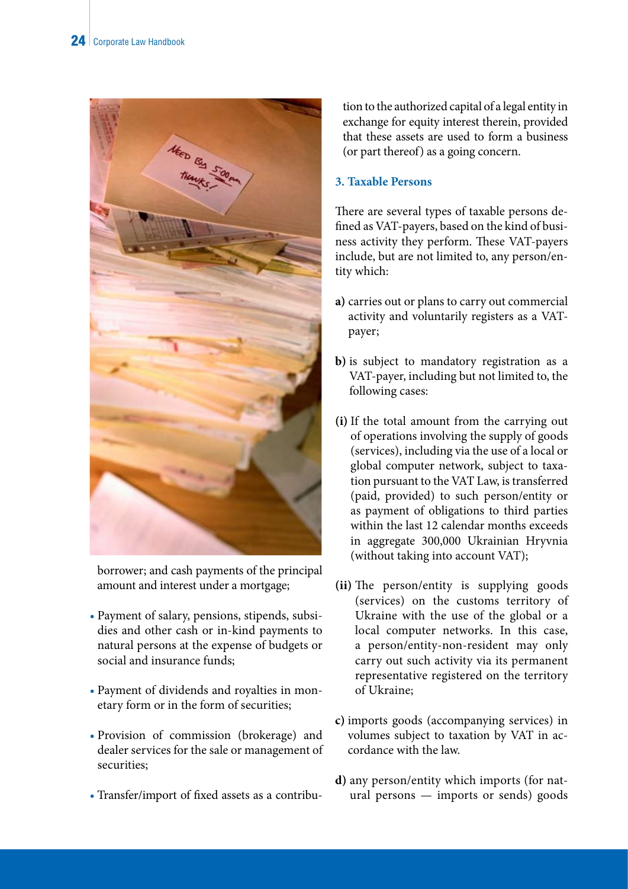borrower; and cash payments of the principal amount and interest under a mortgage;

- Payment of salary, pensions, stipends, subsidies and other cash or in-kind payments to natural persons at the expense of budgets or social and insurance funds;
- Payment of dividends and royalties in monetary form or in the form of securities;
- Provision of commission (brokerage) and dealer services for the sale or management of securities;
- Transfer/import of fixed assets as a contribution to the authorized capital of a legal entity in exchange for equity interest therein, provided that these assets are used to form a business (or part thereof) as a going concern.

### 3. Taxable Persons

There are several types of taxable persons defined as VAT-payers, based on the kind of business activity they perform. These VAT-payers include, but are not limited to, any person/entity which:

**a)** carries out or plans to carry out commercial activity and voluntarily registers as a VAT-payer;

**b)** is subject to mandatory registration as a VAT-payer, including but not limited to, the following cases:

**(i)** If the total amount from the carrying out of operations involving the supply of goods (services), including via the use of a local or global computer network, subject to taxation pursuant to the VAT Law, is transferred (paid, provided) to such person/entity or as payment of obligations to third parties within the last 12 calendar months exceeds in aggregate 300,000 Ukrainian Hryvnia (without taking into account VAT);

**(ii)** The person/entity is supplying goods (services) on the customs territory of Ukraine with the use of the global or a local computer networks. In this case, a person/entity-non-resident may only carry out such activity via its permanent representative registered on the territory of Ukraine;

**c)** imports goods (accompanying services) in volumes subject to taxation by VAT in accordance with the law.

**d)** any person/entity which imports (for natural persons — imports or sends) goods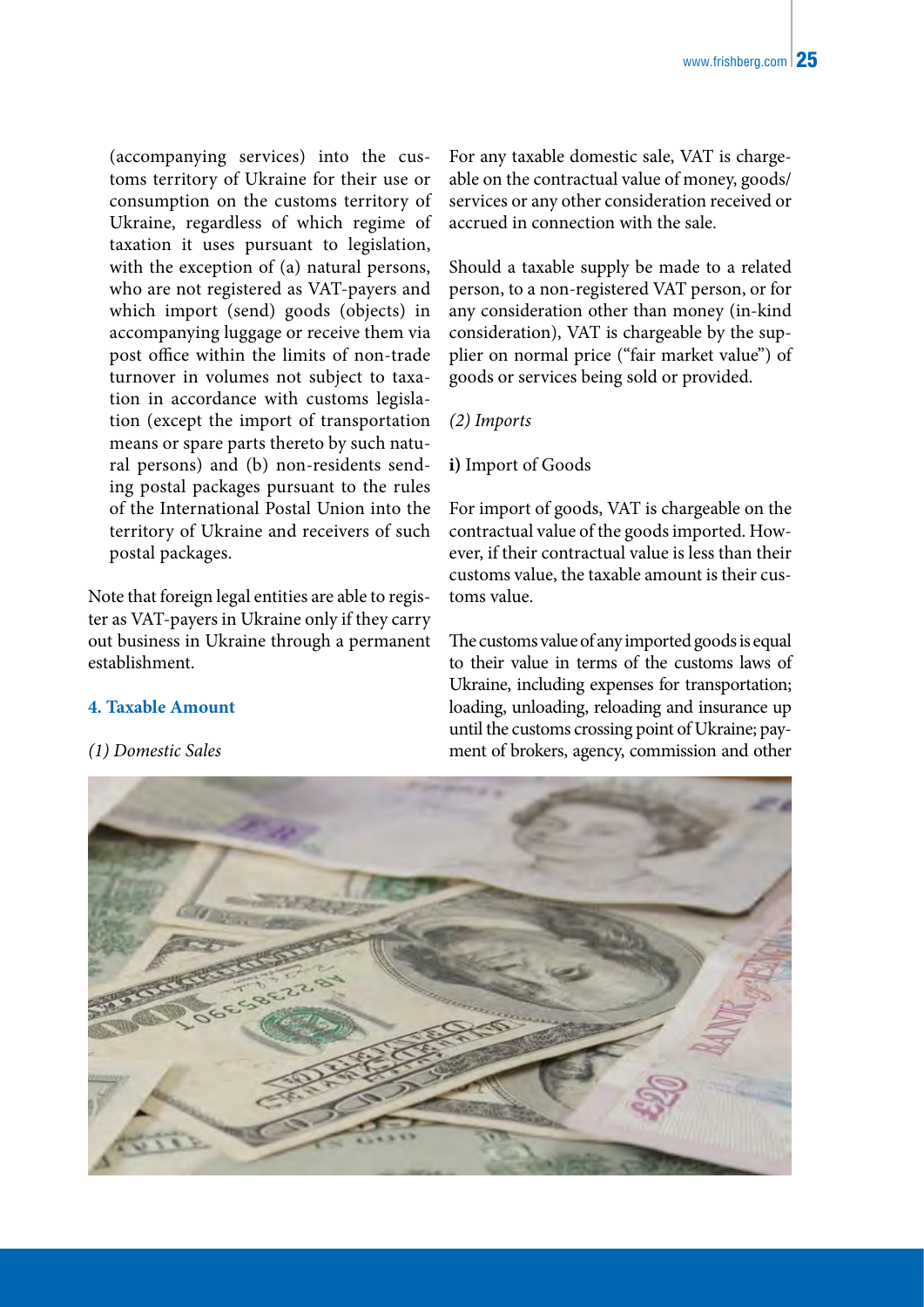(accompanying services) into the customs territory of Ukraine for their use or consumption on the customs territory of Ukraine, regardless of which regime of taxation it uses pursuant to legislation, with the exception of (a) natural persons, who are not registered as VAT-payers and which import (send) goods (objects) in accompanying luggage or receive them via post office within the limits of non-trade turnover in volumes not subject to taxation in accordance with customs legislation (except the import of transportation means or spare parts thereto by such natural persons) and (b) non-residents sending postal packages pursuant to the rules of the International Postal Union into the territory of Ukraine and receivers of such postal packages.

Note that foreign legal entities are able to register as VAT-payers in Ukraine only if they carry out business in Ukraine through a permanent establishment.

### 4. Taxable Amount

*(1) Domestic Sales*

For any taxable domestic sale, VAT is chargeable on the contractual value of money, goods/services or any other consideration received or accrued in connection with the sale.

Should a taxable supply be made to a related person, to a non-registered VAT person, or for any consideration other than money (in-kind consideration), VAT is chargeable by the supplier on normal price ("fair market value") of goods or services being sold or provided.

*(2) Imports*

**i)** Import of Goods

For import of goods, VAT is chargeable on the contractual value of the goods imported. However, if their contractual value is less than their customs value, the taxable amount is their customs value.

The customs value of any imported goods is equal to their value in terms of the customs laws of Ukraine, including expenses for transportation; loading, unloading, reloading and insurance up until the customs crossing point of Ukraine; payment of brokers, agency, commission and other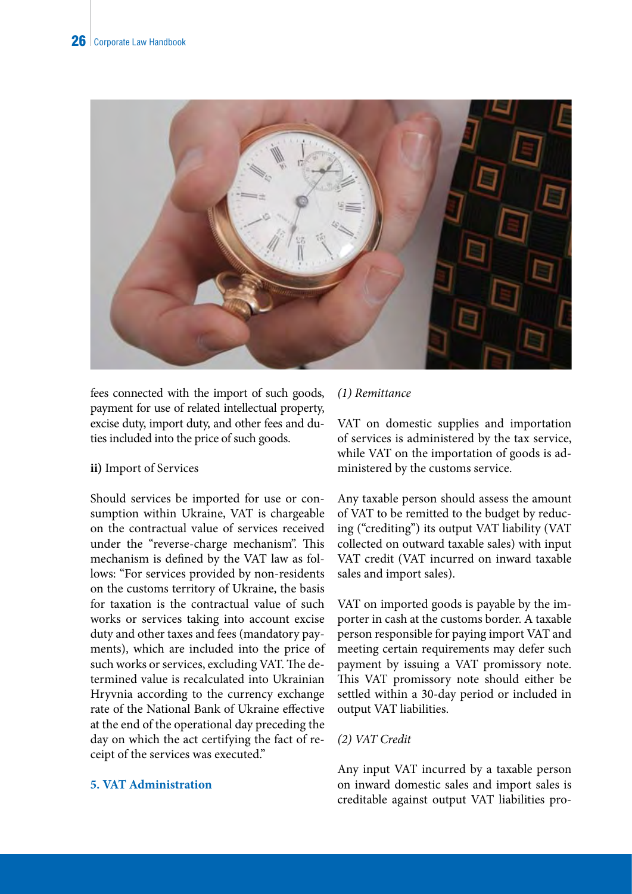fees connected with the import of such goods, payment for use of related intellectual property, excise duty, import duty, and other fees and duties included into the price of such goods.

**ii)** Import of Services

Should services be imported for use or consumption within Ukraine, VAT is chargeable on the contractual value of services received under the "reverse-charge mechanism". This mechanism is defined by the VAT law as follows: "For services provided by non-residents on the customs territory of Ukraine, the basis for taxation is the contractual value of such works or services taking into account excise duty and other taxes and fees (mandatory payments), which are included into the price of such works or services, excluding VAT. The determined value is recalculated into Ukrainian Hryvnia according to the currency exchange rate of the National Bank of Ukraine effective at the end of the operational day preceding the day on which the act certifying the fact of receipt of the services was executed."

### 5. VAT Administration

*(1) Remittance*

VAT on domestic supplies and importation of services is administered by the tax service, while VAT on the importation of goods is administered by the customs service.

Any taxable person should assess the amount of VAT to be remitted to the budget by reducing ("crediting") its output VAT liability (VAT collected on outward taxable sales) with input VAT credit (VAT incurred on inward taxable sales and import sales).

VAT on imported goods is payable by the importer in cash at the customs border. A taxable person responsible for paying import VAT and meeting certain requirements may defer such payment by issuing a VAT promissory note. This VAT promissory note should either be settled within a 30-day period or included in output VAT liabilities.

*(2) VAT Credit*

Any input VAT incurred by a taxable person on inward domestic sales and import sales is creditable against output VAT liabilities pro-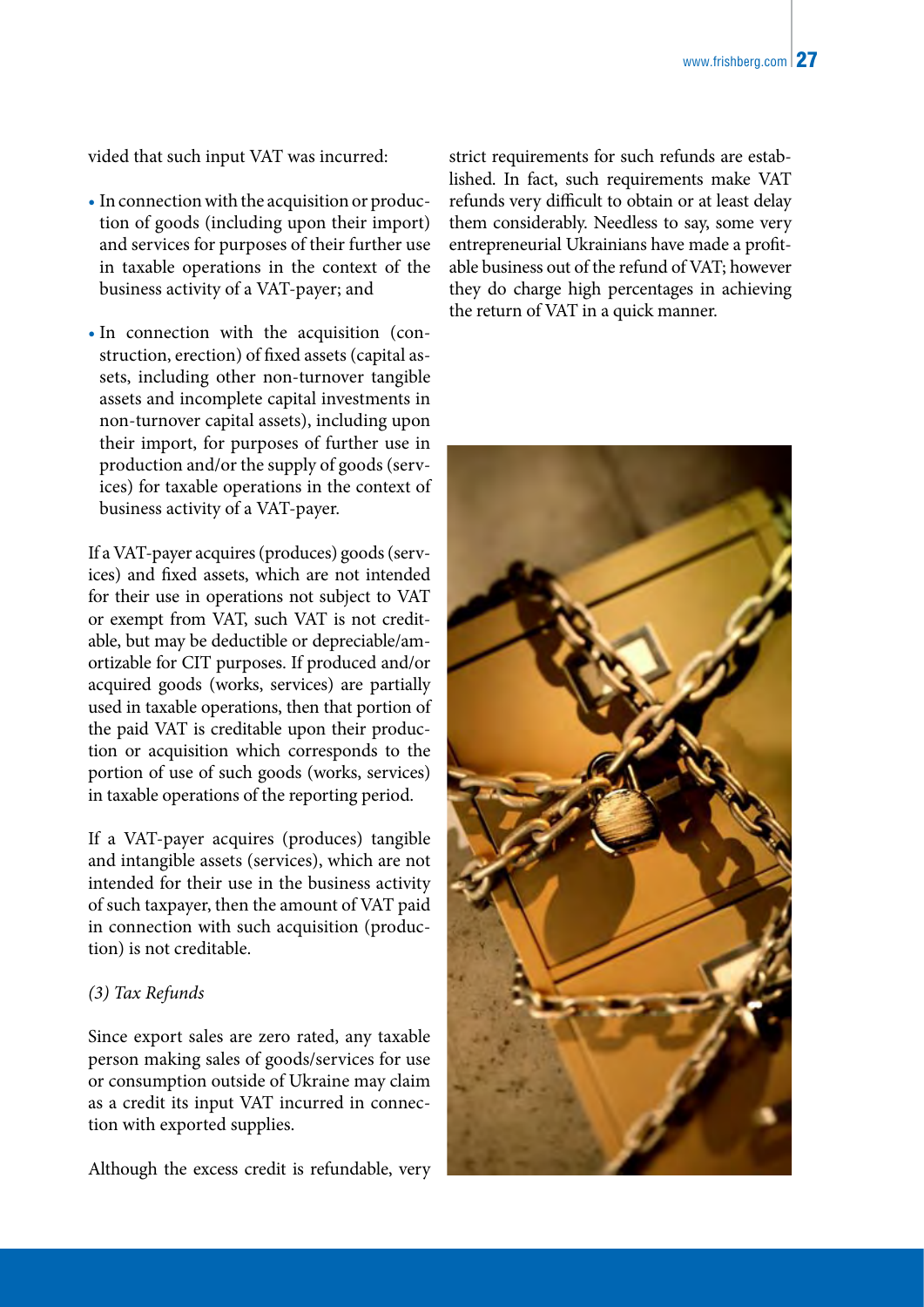vided that such input VAT was incurred:

- In connection with the acquisition or production of goods (including upon their import) and services for purposes of their further use in taxable operations in the context of the business activity of a VAT-payer; and
- In connection with the acquisition (construction, erection) of fixed assets (capital assets, including other non-turnover tangible assets and incomplete capital investments in non-turnover capital assets), including upon their import, for purposes of further use in production and/or the supply of goods (services) for taxable operations in the context of business activity of a VAT-payer.

If a VAT-payer acquires (produces) goods (services) and fixed assets, which are not intended for their use in operations not subject to VAT or exempt from VAT, such VAT is not creditable, but may be deductible or depreciable/amortizable for CIT purposes. If produced and/or acquired goods (works, services) are partially used in taxable operations, then that portion of the paid VAT is creditable upon their production or acquisition which corresponds to the portion of use of such goods (works, services) in taxable operations of the reporting period.

If a VAT-payer acquires (produces) tangible and intangible assets (services), which are not intended for their use in the business activity of such taxpayer, then the amount of VAT paid in connection with such acquisition (production) is not creditable.

*(3) Tax Refunds*

Since export sales are zero rated, any taxable person making sales of goods/services for use or consumption outside of Ukraine may claim as a credit its input VAT incurred in connection with exported supplies.

Although the excess credit is refundable, very strict requirements for such refunds are established. In fact, such requirements make VAT refunds very difficult to obtain or at least delay them considerably. Needless to say, some very entrepreneurial Ukrainians have made a profitable business out of the refund of VAT; however they do charge high percentages in achieving the return of VAT in a quick manner.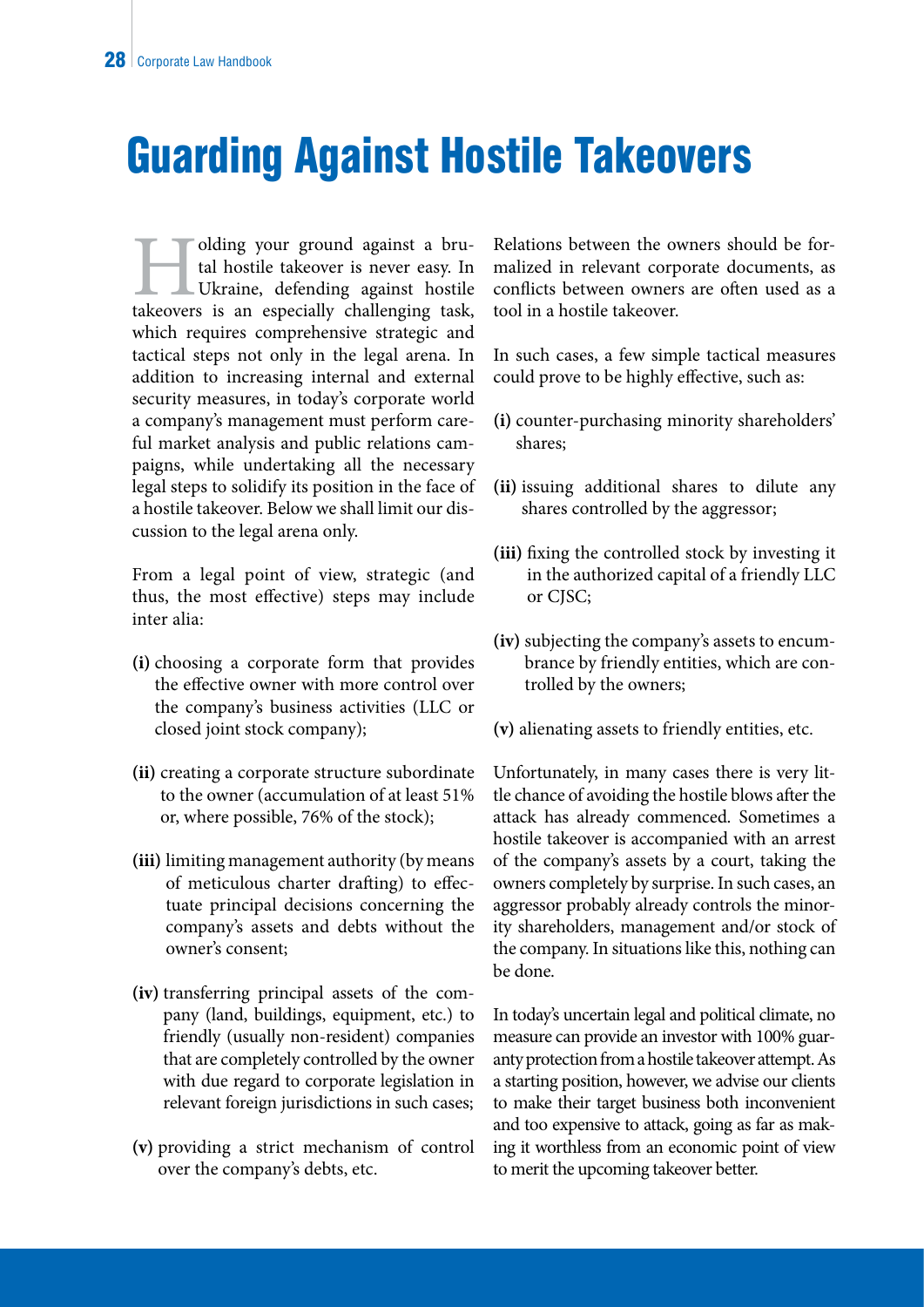# Guarding Against Hostile Takeovers

Holding your ground against a brutal hostile takeover is never easy. In Ukraine, defending against hostile takeovers is an especially challenging task, which requires comprehensive strategic and tactical steps not only in the legal arena. In addition to increasing internal and external security measures, in today's corporate world a company's management must perform careful market analysis and public relations campaigns, while undertaking all the necessary legal steps to solidify its position in the face of a hostile takeover. Below we shall limit our discussion to the legal arena only.

From a legal point of view, strategic (and thus, the most effective) steps may include inter alia:

**(i)** choosing a corporate form that provides the effective owner with more control over the company's business activities (LLC or closed joint stock company);

**(ii)** creating a corporate structure subordinate to the owner (accumulation of at least 51% or, where possible, 76% of the stock);

**(iii)** limiting management authority (by means of meticulous charter drafting) to effectuate principal decisions concerning the company's assets and debts without the owner's consent;

**(iv)** transferring principal assets of the company (land, buildings, equipment, etc.) to friendly (usually non-resident) companies that are completely controlled by the owner with due regard to corporate legislation in relevant foreign jurisdictions in such cases;

**(v)** providing a strict mechanism of control over the company's debts, etc.

Relations between the owners should be formalized in relevant corporate documents, as conflicts between owners are often used as a tool in a hostile takeover.

In such cases, a few simple tactical measures could prove to be highly effective, such as:

**(i)** counter-purchasing minority shareholders' shares;

**(ii)** issuing additional shares to dilute any shares controlled by the aggressor;

**(iii)** fixing the controlled stock by investing it in the authorized capital of a friendly LLC or CJSC;

**(iv)** subjecting the company's assets to encumbrance by friendly entities, which are controlled by the owners;

**(v)** alienating assets to friendly entities, etc.

Unfortunately, in many cases there is very little chance of avoiding the hostile blows after the attack has already commenced. Sometimes a hostile takeover is accompanied with an arrest of the company's assets by a court, taking the owners completely by surprise. In such cases, an aggressor probably already controls the minority shareholders, management and/or stock of the company. In situations like this, nothing can be done.

In today's uncertain legal and political climate, no measure can provide an investor with 100% guaranty protection from a hostile takeover attempt. As a starting position, however, we advise our clients to make their target business both inconvenient and too expensive to attack, going as far as making it worthless from an economic point of view to merit the upcoming takeover better.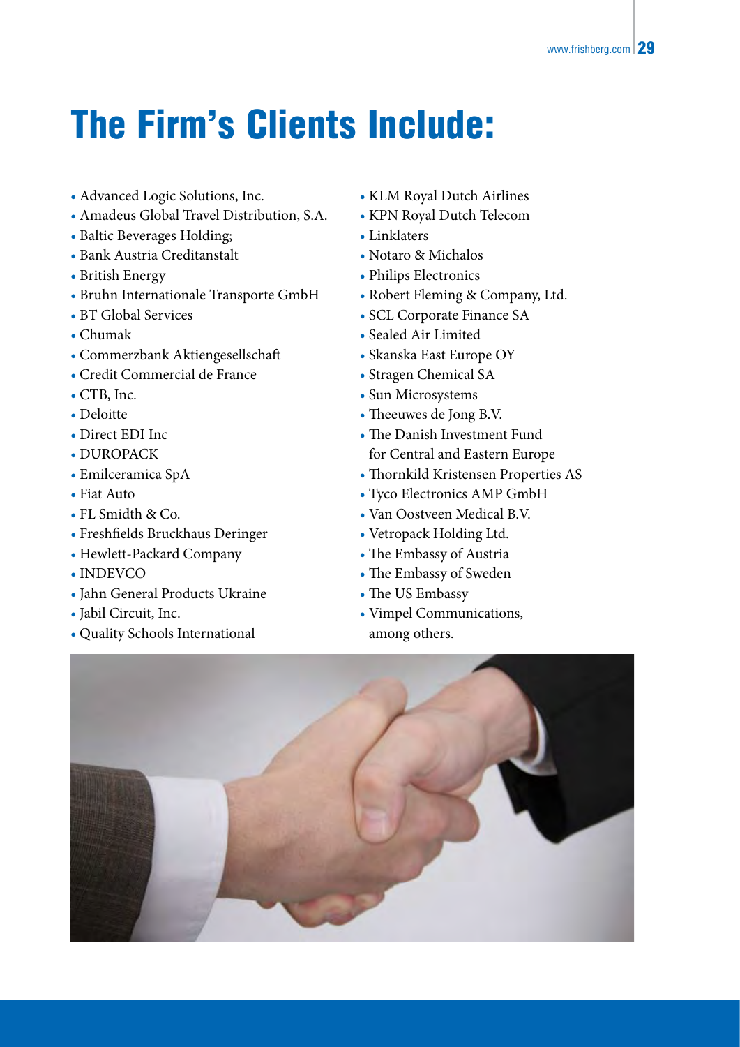# The Firm's Clients Include:

- Advanced Logic Solutions, Inc.
- Amadeus Global Travel Distribution, S.A.
- Baltic Beverages Holding;
- Bank Austria Creditanstalt
- British Energy
- Bruhn Internationale Transporte GmbH
- BT Global Services
- Chumak
- Commerzbank Aktiengesellschaft
- Credit Commercial de France
- CTB, Inc.
- Deloitte
- Direct EDI Inc
- DUROPACK
- Emilceramica SpA
- Fiat Auto
- FL Smidth & Co.
- Freshfields Bruckhaus Deringer
- Hewlett-Packard Company
- INDEVCO
- Jahn General Products Ukraine
- Jabil Circuit, Inc.
- Quality Schools International
- KLM Royal Dutch Airlines
- KPN Royal Dutch Telecom
- Linklaters
- Notaro & Michalos
- Philips Electronics
- Robert Fleming & Company, Ltd.
- SCL Corporate Finance SA
- Sealed Air Limited
- Skanska East Europe OY
- Stragen Chemical SA
- Sun Microsystems
- Theeuwes de Jong B.V.
- The Danish Investment Fund for Central and Eastern Europe
- Thornkild Kristensen Properties AS
- Tyco Electronics AMP GmbH
- Van Oostveen Medical B.V.
- Vetropack Holding Ltd.
- The Embassy of Austria
- The Embassy of Sweden
- The US Embassy
- Vimpel Communications, among others.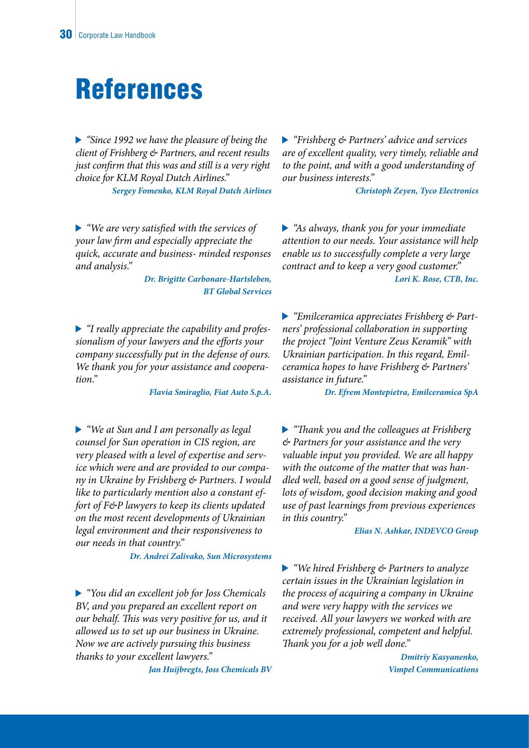# References

*"Since 1992 we have the pleasure of being the client of Frishberg & Partners, and recent results just confirm that this was and still is a very right choice for KLM Royal Dutch Airlines."*

***Sergey Fomenko, KLM Royal Dutch Airlines***

*"We are very satisfied with the services of your law firm and especially appreciate the quick, accurate and business- minded responses and analysis."*

***Dr. Brigitte Carbonare-Hartsleben, BT Global Services***

*"I really appreciate the capability and professionalism of your lawyers and the efforts your company successfully put in the defense of ours. We thank you for your assistance and cooperation."*

***Flavia Smiraglio, Fiat Auto S.p.A.***

*"We at Sun and I am personally as legal counsel for Sun operation in CIS region, are very pleased with a level of expertise and service which were and are provided to our company in Ukraine by Frishberg & Partners. I would like to particularly mention also a constant effort of F&P lawyers to keep its clients updated on the most recent developments of Ukrainian legal environment and their responsiveness to our needs in that country."*

***Dr. Andrei Zalivako, Sun Microsystems***

*"You did an excellent job for Joss Chemicals BV, and you prepared an excellent report on our behalf. This was very positive for us, and it allowed us to set up our business in Ukraine. Now we are actively pursuing this business thanks to your excellent lawyers."*

***Jan Huijbregts, Joss Chemicals BV***

*"Frishberg & Partners' advice and services are of excellent quality, very timely, reliable and to the point, and with a good understanding of our business interests."*

***Christoph Zeyen, Tyco Electronics***

*"As always, thank you for your immediate attention to our needs. Your assistance will help enable us to successfully complete a very large contract and to keep a very good customer."*

***Lori K. Rose, CTB, Inc.***

*"Emilceramica appreciates Frishberg & Partners' professional collaboration in supporting the project "Joint Venture Zeus Keramik" with Ukrainian participation. In this regard, Emilceramica hopes to have Frishberg & Partners' assistance in future."*

***Dr. Efrem Montepietra, Emilceramica SpA***

*"Thank you and the colleagues at Frishberg & Partners for your assistance and the very valuable input you provided. We are all happy with the outcome of the matter that was handled well, based on a good sense of judgment, lots of wisdom, good decision making and good use of past learnings from previous experiences in this country."*

***Elias N. Ashkar, INDEVCO Group***

*"We hired Frishberg & Partners to analyze certain issues in the Ukrainian legislation in the process of acquiring a company in Ukraine and were very happy with the services we received. All your lawyers we worked with are extremely professional, competent and helpful. Thank you for a job well done."*

***Dmitriy Kasyanenko, Vimpel Communications***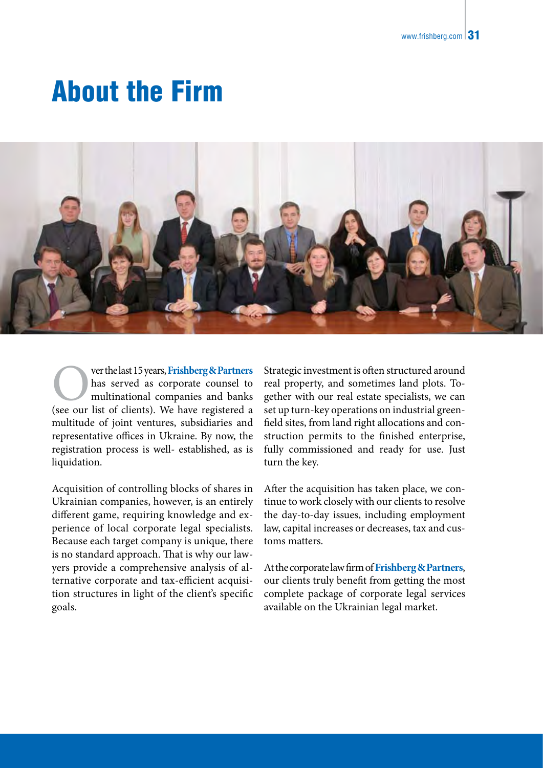# About the Firm

Over the last 15 years, **Frishberg & Partners** has served as corporate counsel to multinational companies and banks (see our list of clients). We have registered a multitude of joint ventures, subsidiaries and representative offices in Ukraine. By now, the registration process is well- established, as is liquidation.

Acquisition of controlling blocks of shares in Ukrainian companies, however, is an entirely different game, requiring knowledge and experience of local corporate legal specialists. Because each target company is unique, there is no standard approach. That is why our lawyers provide a comprehensive analysis of alternative corporate and tax-efficient acquisition structures in light of the client's specific goals.

Strategic investment is often structured around real property, and sometimes land plots. Together with our real estate specialists, we can set up turn-key operations on industrial greenfield sites, from land right allocations and construction permits to the finished enterprise, fully commissioned and ready for use. Just turn the key.

After the acquisition has taken place, we continue to work closely with our clients to resolve the day-to-day issues, including employment law, capital increases or decreases, tax and customs matters.

At the corporate law firm of **Frishberg & Partners**, our clients truly benefit from getting the most complete package of corporate legal services available on the Ukrainian legal market.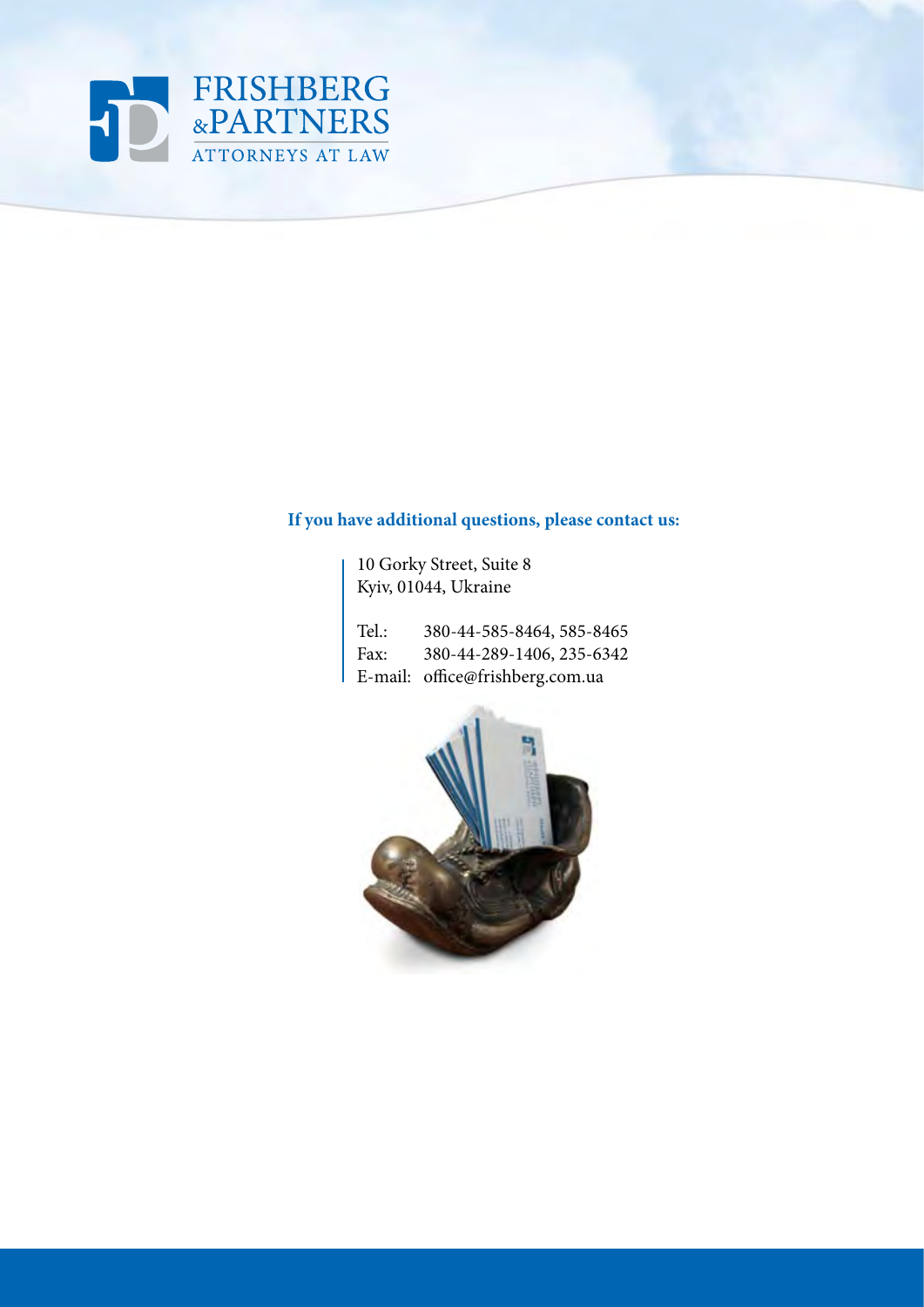FRISHBERG
&PARTNERS
ATTORNEYS AT LAW

**If you have additional questions, please contact us:**

10 Gorky Street, Suite 8
Kyiv, 01044, Ukraine

Tel.: 380-44-585-8464, 585-8465
Fax: 380-44-289-1406, 235-6342
E-mail: office@frishberg.com.ua